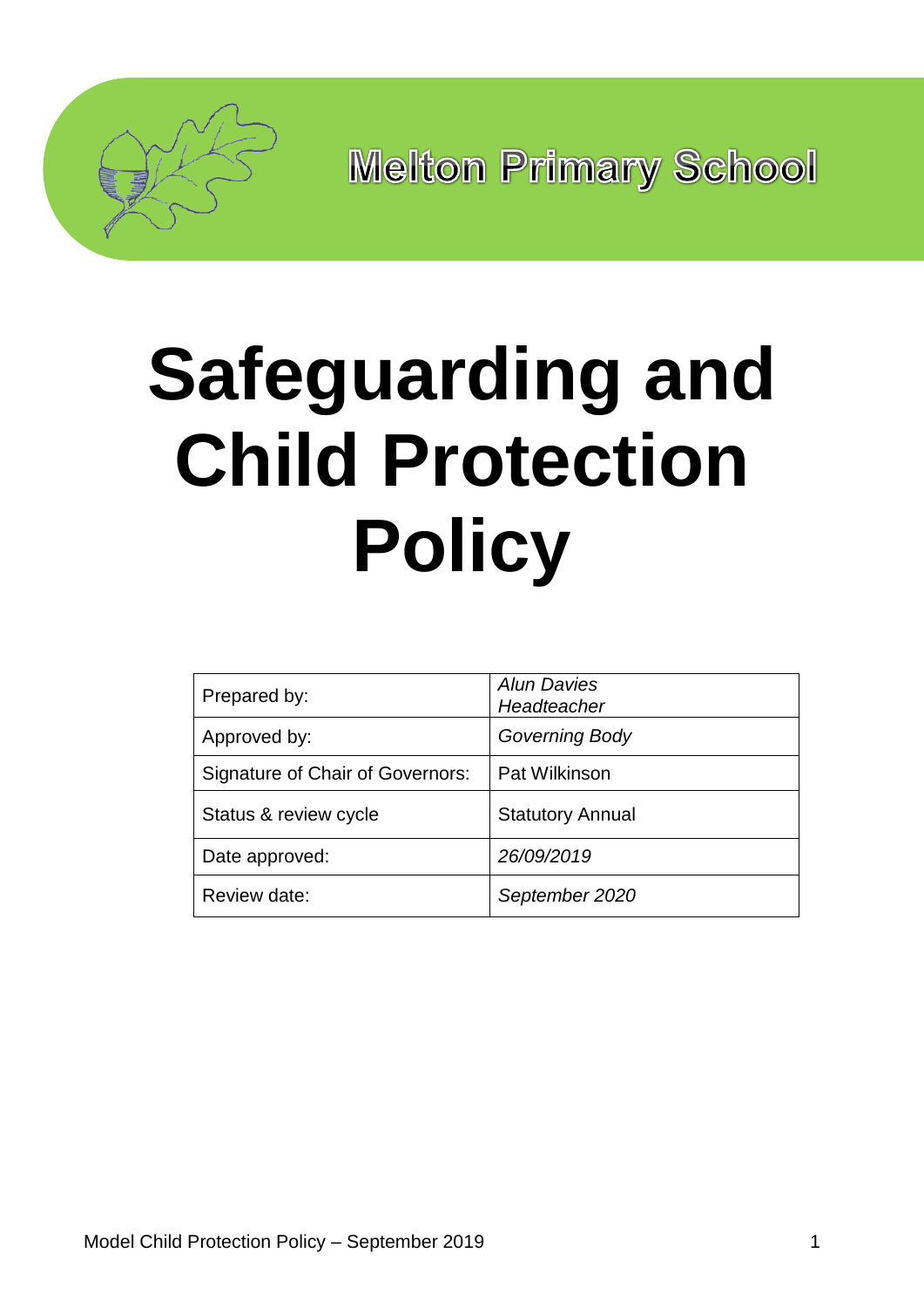Melton Primary School

# Safeguarding and Child Protection Policy

| Prepared by: | *Alun Davies Headteacher* |
| --- | --- |
| Approved by: | *Governing Body* |
| Signature of Chair of Governors: | Pat Wilkinson |
| Status & review cycle | Statutory Annual |
| Date approved: | *26/09/2019* |
| Review date: | *September 2020* |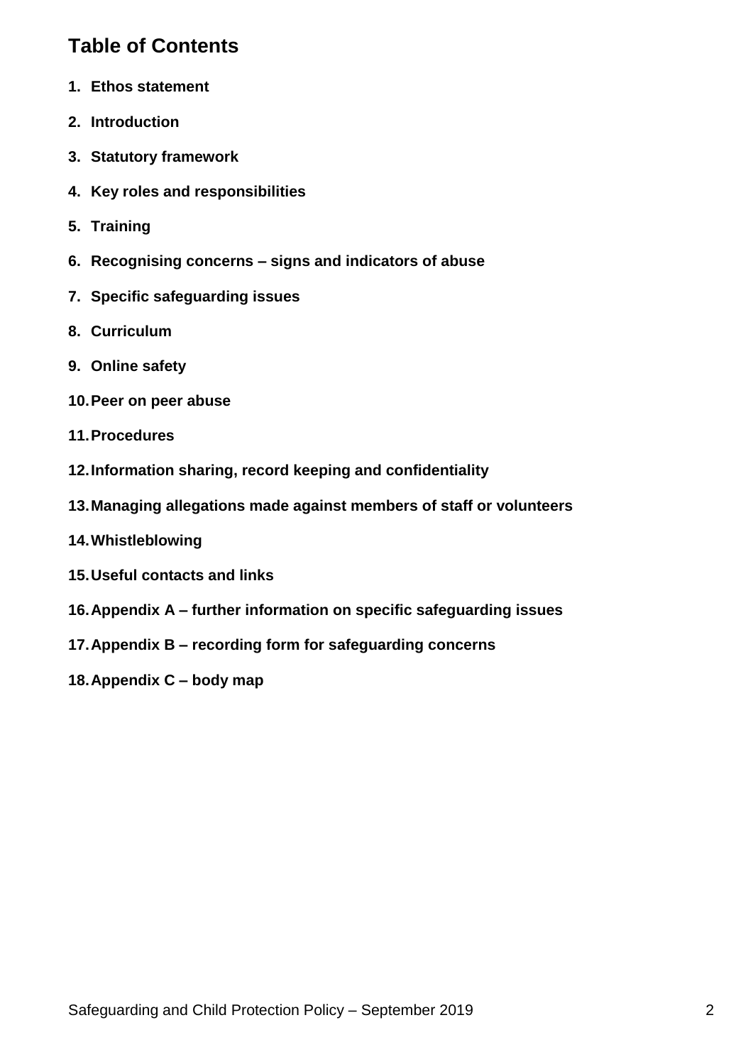# Table of Contents

1. **Ethos statement**
2. **Introduction**
3. **Statutory framework**
4. **Key roles and responsibilities**
5. **Training**
6. **Recognising concerns – signs and indicators of abuse**
7. **Specific safeguarding issues**
8. **Curriculum**
9. **Online safety**
10. **Peer on peer abuse**
11. **Procedures**
12. **Information sharing, record keeping and confidentiality**
13. **Managing allegations made against members of staff or volunteers**
14. **Whistleblowing**
15. **Useful contacts and links**
16. **Appendix A – further information on specific safeguarding issues**
17. **Appendix B – recording form for safeguarding concerns**
18. **Appendix C – body map**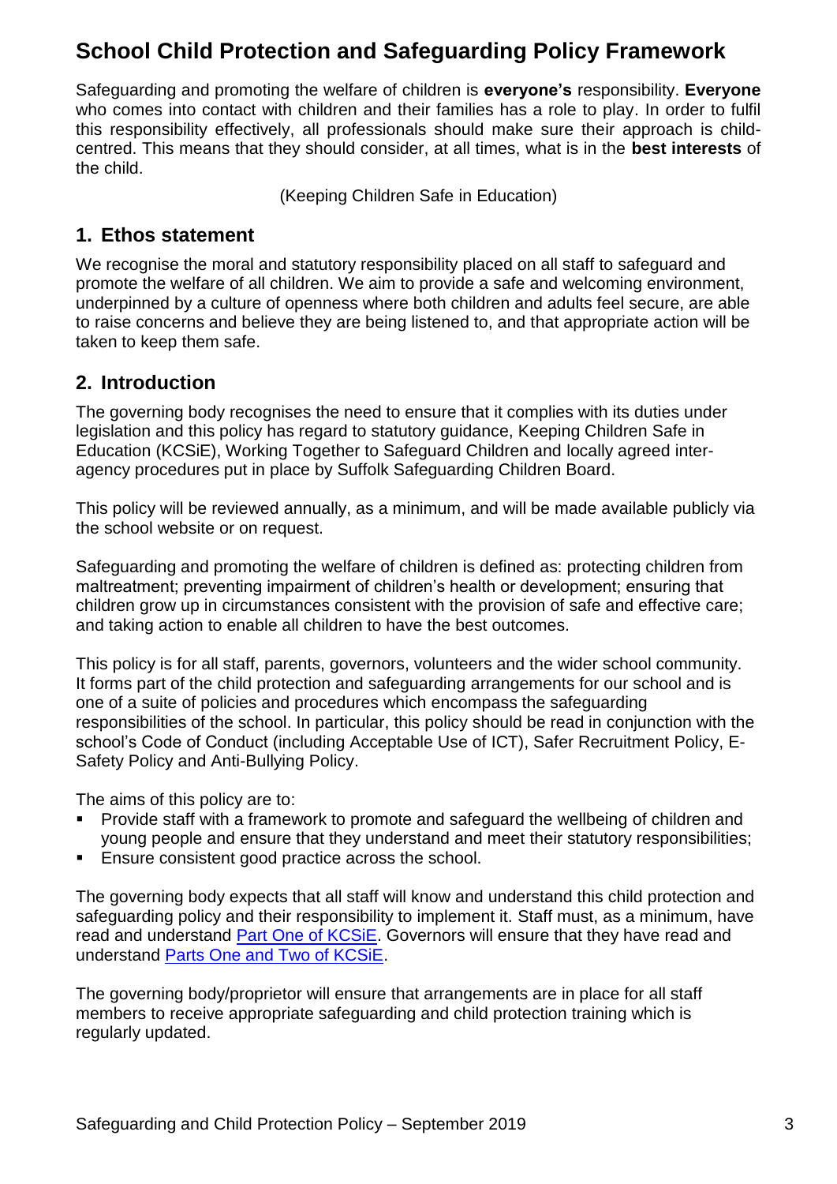# School Child Protection and Safeguarding Policy Framework

Safeguarding and promoting the welfare of children is **everyone's** responsibility. **Everyone** who comes into contact with children and their families has a role to play. In order to fulfil this responsibility effectively, all professionals should make sure their approach is child-centred. This means that they should consider, at all times, what is in the **best interests** of the child.

(Keeping Children Safe in Education)

## 1. Ethos statement

We recognise the moral and statutory responsibility placed on all staff to safeguard and promote the welfare of all children. We aim to provide a safe and welcoming environment, underpinned by a culture of openness where both children and adults feel secure, are able to raise concerns and believe they are being listened to, and that appropriate action will be taken to keep them safe.

## 2. Introduction

The governing body recognises the need to ensure that it complies with its duties under legislation and this policy has regard to statutory guidance, Keeping Children Safe in Education (KCSiE), Working Together to Safeguard Children and locally agreed inter-agency procedures put in place by Suffolk Safeguarding Children Board.

This policy will be reviewed annually, as a minimum, and will be made available publicly via the school website or on request.

Safeguarding and promoting the welfare of children is defined as: protecting children from maltreatment; preventing impairment of children's health or development; ensuring that children grow up in circumstances consistent with the provision of safe and effective care; and taking action to enable all children to have the best outcomes.

This policy is for all staff, parents, governors, volunteers and the wider school community. It forms part of the child protection and safeguarding arrangements for our school and is one of a suite of policies and procedures which encompass the safeguarding responsibilities of the school. In particular, this policy should be read in conjunction with the school's Code of Conduct (including Acceptable Use of ICT), Safer Recruitment Policy, E-Safety Policy and Anti-Bullying Policy.

The aims of this policy are to:

- Provide staff with a framework to promote and safeguard the wellbeing of children and young people and ensure that they understand and meet their statutory responsibilities;
- Ensure consistent good practice across the school.

The governing body expects that all staff will know and understand this child protection and safeguarding policy and their responsibility to implement it. Staff must, as a minimum, have read and understand Part One of KCSiE. Governors will ensure that they have read and understand Parts One and Two of KCSiE.

The governing body/proprietor will ensure that arrangements are in place for all staff members to receive appropriate safeguarding and child protection training which is regularly updated.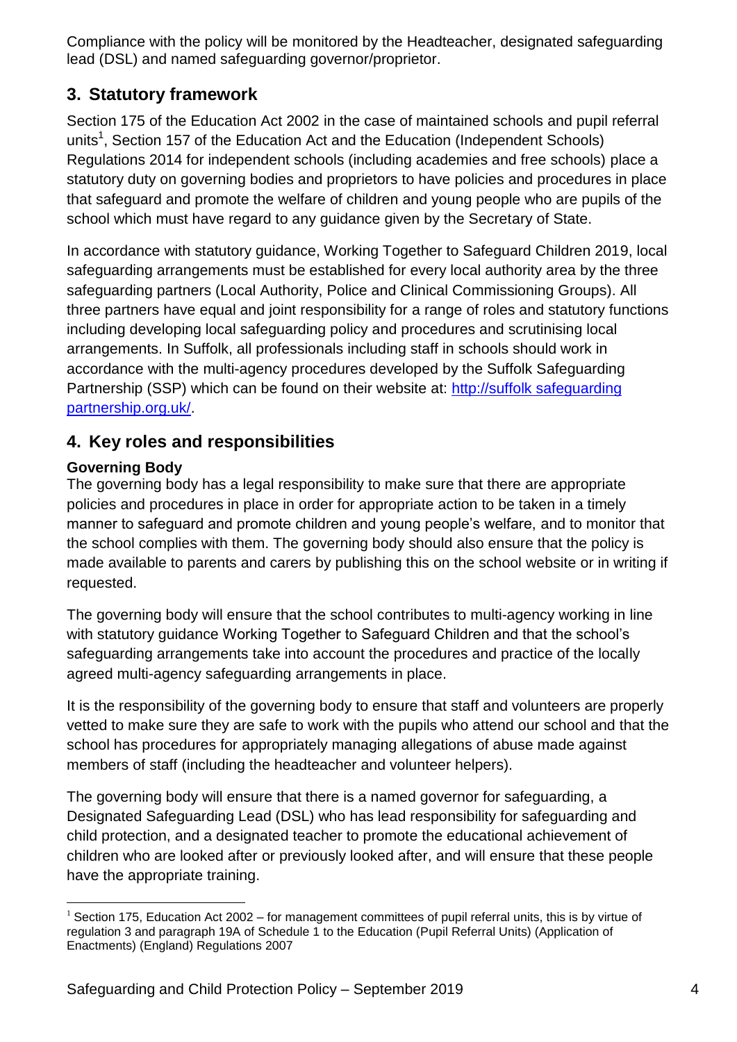Compliance with the policy will be monitored by the Headteacher, designated safeguarding lead (DSL) and named safeguarding governor/proprietor.

## 3. Statutory framework

Section 175 of the Education Act 2002 in the case of maintained schools and pupil referral units[1], Section 157 of the Education Act and the Education (Independent Schools) Regulations 2014 for independent schools (including academies and free schools) place a statutory duty on governing bodies and proprietors to have policies and procedures in place that safeguard and promote the welfare of children and young people who are pupils of the school which must have regard to any guidance given by the Secretary of State.

In accordance with statutory guidance, Working Together to Safeguard Children 2019, local safeguarding arrangements must be established for every local authority area by the three safeguarding partners (Local Authority, Police and Clinical Commissioning Groups). All three partners have equal and joint responsibility for a range of roles and statutory functions including developing local safeguarding policy and procedures and scrutinising local arrangements. In Suffolk, all professionals including staff in schools should work in accordance with the multi-agency procedures developed by the Suffolk Safeguarding Partnership (SSP) which can be found on their website at: [http://suffolk safeguarding partnership.org.uk/](http://suffolksafeguardingpartnership.org.uk/).

## 4. Key roles and responsibilities

**Governing Body**

The governing body has a legal responsibility to make sure that there are appropriate policies and procedures in place in order for appropriate action to be taken in a timely manner to safeguard and promote children and young people's welfare, and to monitor that the school complies with them. The governing body should also ensure that the policy is made available to parents and carers by publishing this on the school website or in writing if requested.

The governing body will ensure that the school contributes to multi-agency working in line with statutory guidance Working Together to Safeguard Children and that the school's safeguarding arrangements take into account the procedures and practice of the locally agreed multi-agency safeguarding arrangements in place.

It is the responsibility of the governing body to ensure that staff and volunteers are properly vetted to make sure they are safe to work with the pupils who attend our school and that the school has procedures for appropriately managing allegations of abuse made against members of staff (including the headteacher and volunteer helpers).

The governing body will ensure that there is a named governor for safeguarding, a Designated Safeguarding Lead (DSL) who has lead responsibility for safeguarding and child protection, and a designated teacher to promote the educational achievement of children who are looked after or previously looked after, and will ensure that these people have the appropriate training.

---

[1] Section 175, Education Act 2002 – for management committees of pupil referral units, this is by virtue of regulation 3 and paragraph 19A of Schedule 1 to the Education (Pupil Referral Units) (Application of Enactments) (England) Regulations 2007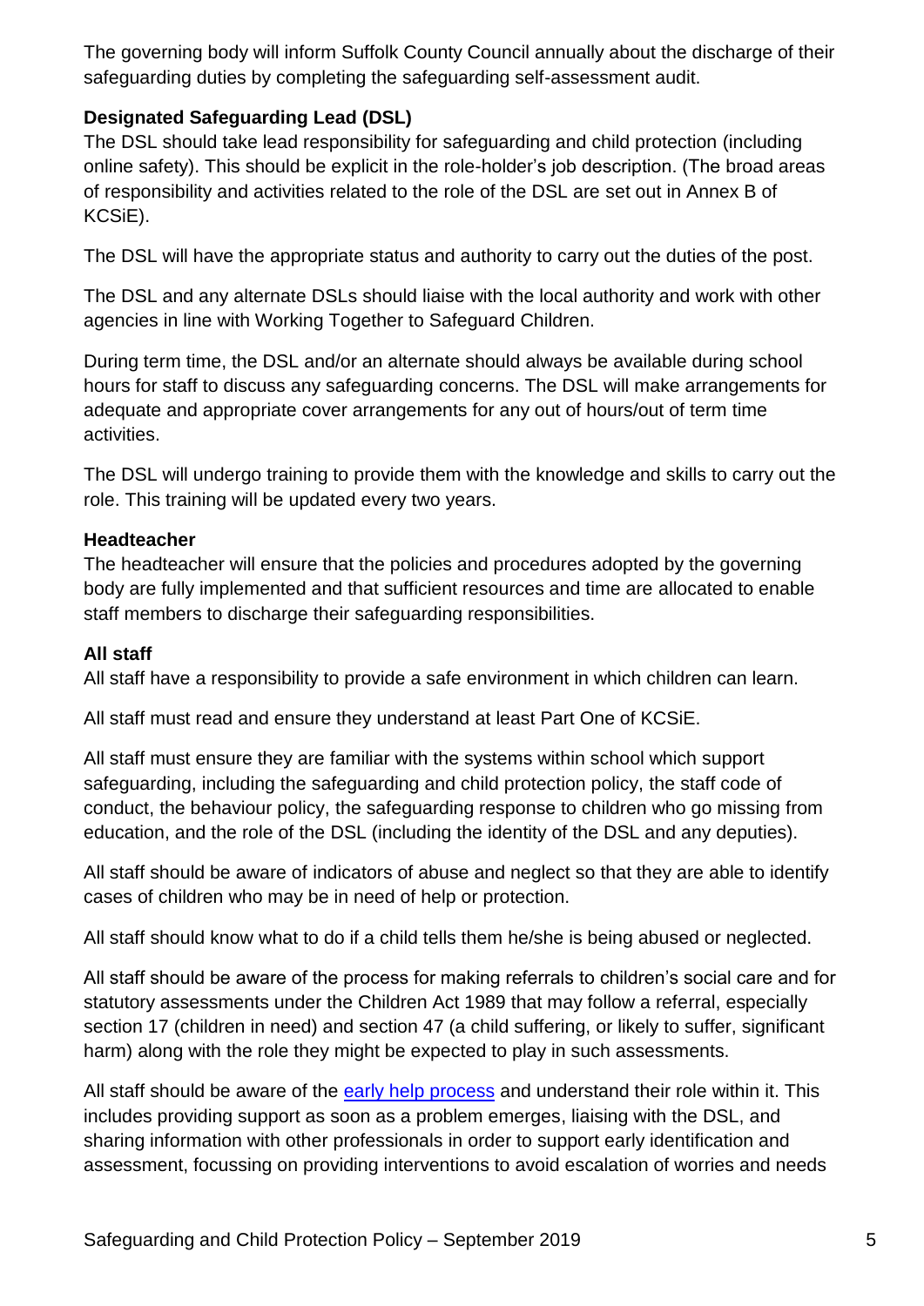The governing body will inform Suffolk County Council annually about the discharge of their safeguarding duties by completing the safeguarding self-assessment audit.

**Designated Safeguarding Lead (DSL)**

The DSL should take lead responsibility for safeguarding and child protection (including online safety). This should be explicit in the role-holder's job description. (The broad areas of responsibility and activities related to the role of the DSL are set out in Annex B of KCSiE).

The DSL will have the appropriate status and authority to carry out the duties of the post.

The DSL and any alternate DSLs should liaise with the local authority and work with other agencies in line with Working Together to Safeguard Children.

During term time, the DSL and/or an alternate should always be available during school hours for staff to discuss any safeguarding concerns. The DSL will make arrangements for adequate and appropriate cover arrangements for any out of hours/out of term time activities.

The DSL will undergo training to provide them with the knowledge and skills to carry out the role. This training will be updated every two years.

**Headteacher**

The headteacher will ensure that the policies and procedures adopted by the governing body are fully implemented and that sufficient resources and time are allocated to enable staff members to discharge their safeguarding responsibilities.

**All staff**

All staff have a responsibility to provide a safe environment in which children can learn.

All staff must read and ensure they understand at least Part One of KCSiE.

All staff must ensure they are familiar with the systems within school which support safeguarding, including the safeguarding and child protection policy, the staff code of conduct, the behaviour policy, the safeguarding response to children who go missing from education, and the role of the DSL (including the identity of the DSL and any deputies).

All staff should be aware of indicators of abuse and neglect so that they are able to identify cases of children who may be in need of help or protection.

All staff should know what to do if a child tells them he/she is being abused or neglected.

All staff should be aware of the process for making referrals to children's social care and for statutory assessments under the Children Act 1989 that may follow a referral, especially section 17 (children in need) and section 47 (a child suffering, or likely to suffer, significant harm) along with the role they might be expected to play in such assessments.

All staff should be aware of the early help process and understand their role within it. This includes providing support as soon as a problem emerges, liaising with the DSL, and sharing information with other professionals in order to support early identification and assessment, focussing on providing interventions to avoid escalation of worries and needs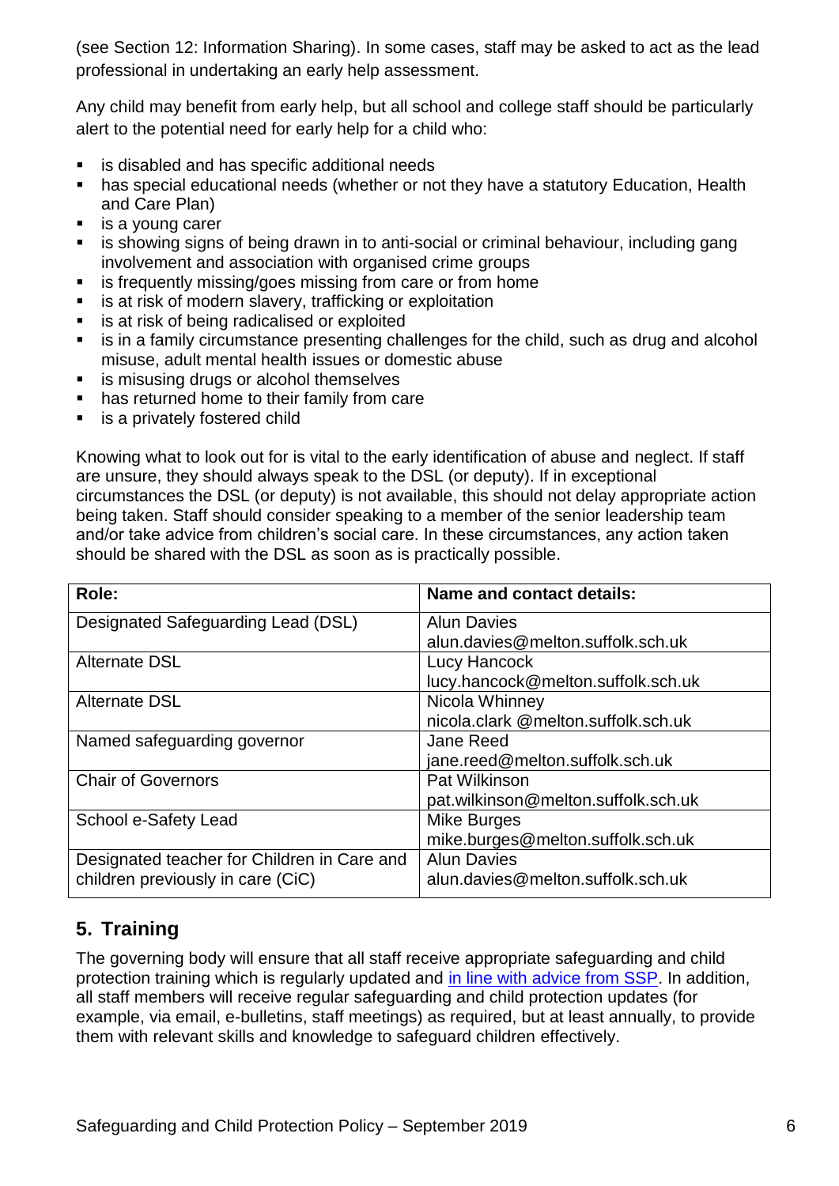(see Section 12: Information Sharing). In some cases, staff may be asked to act as the lead professional in undertaking an early help assessment.

Any child may benefit from early help, but all school and college staff should be particularly alert to the potential need for early help for a child who:

- is disabled and has specific additional needs
- has special educational needs (whether or not they have a statutory Education, Health and Care Plan)
- is a young carer
- is showing signs of being drawn in to anti-social or criminal behaviour, including gang involvement and association with organised crime groups
- is frequently missing/goes missing from care or from home
- is at risk of modern slavery, trafficking or exploitation
- is at risk of being radicalised or exploited
- is in a family circumstance presenting challenges for the child, such as drug and alcohol misuse, adult mental health issues or domestic abuse
- is misusing drugs or alcohol themselves
- has returned home to their family from care
- is a privately fostered child

Knowing what to look out for is vital to the early identification of abuse and neglect. If staff are unsure, they should always speak to the DSL (or deputy). If in exceptional circumstances the DSL (or deputy) is not available, this should not delay appropriate action being taken. Staff should consider speaking to a member of the senior leadership team and/or take advice from children's social care. In these circumstances, any action taken should be shared with the DSL as soon as is practically possible.

| Role: | Name and contact details: |
|---|---|
| Designated Safeguarding Lead (DSL) | Alun Davies<br>alun.davies@melton.suffolk.sch.uk |
| Alternate DSL | Lucy Hancock<br>lucy.hancock@melton.suffolk.sch.uk |
| Alternate DSL | Nicola Whinney<br>nicola.clark @melton.suffolk.sch.uk |
| Named safeguarding governor | Jane Reed<br>jane.reed@melton.suffolk.sch.uk |
| Chair of Governors | Pat Wilkinson<br>pat.wilkinson@melton.suffolk.sch.uk |
| School e-Safety Lead | Mike Burges<br>mike.burges@melton.suffolk.sch.uk |
| Designated teacher for Children in Care and children previously in care (CiC) | Alun Davies<br>alun.davies@melton.suffolk.sch.uk |

## 5. Training

The governing body will ensure that all staff receive appropriate safeguarding and child protection training which is regularly updated and in line with advice from SSP. In addition, all staff members will receive regular safeguarding and child protection updates (for example, via email, e-bulletins, staff meetings) as required, but at least annually, to provide them with relevant skills and knowledge to safeguard children effectively.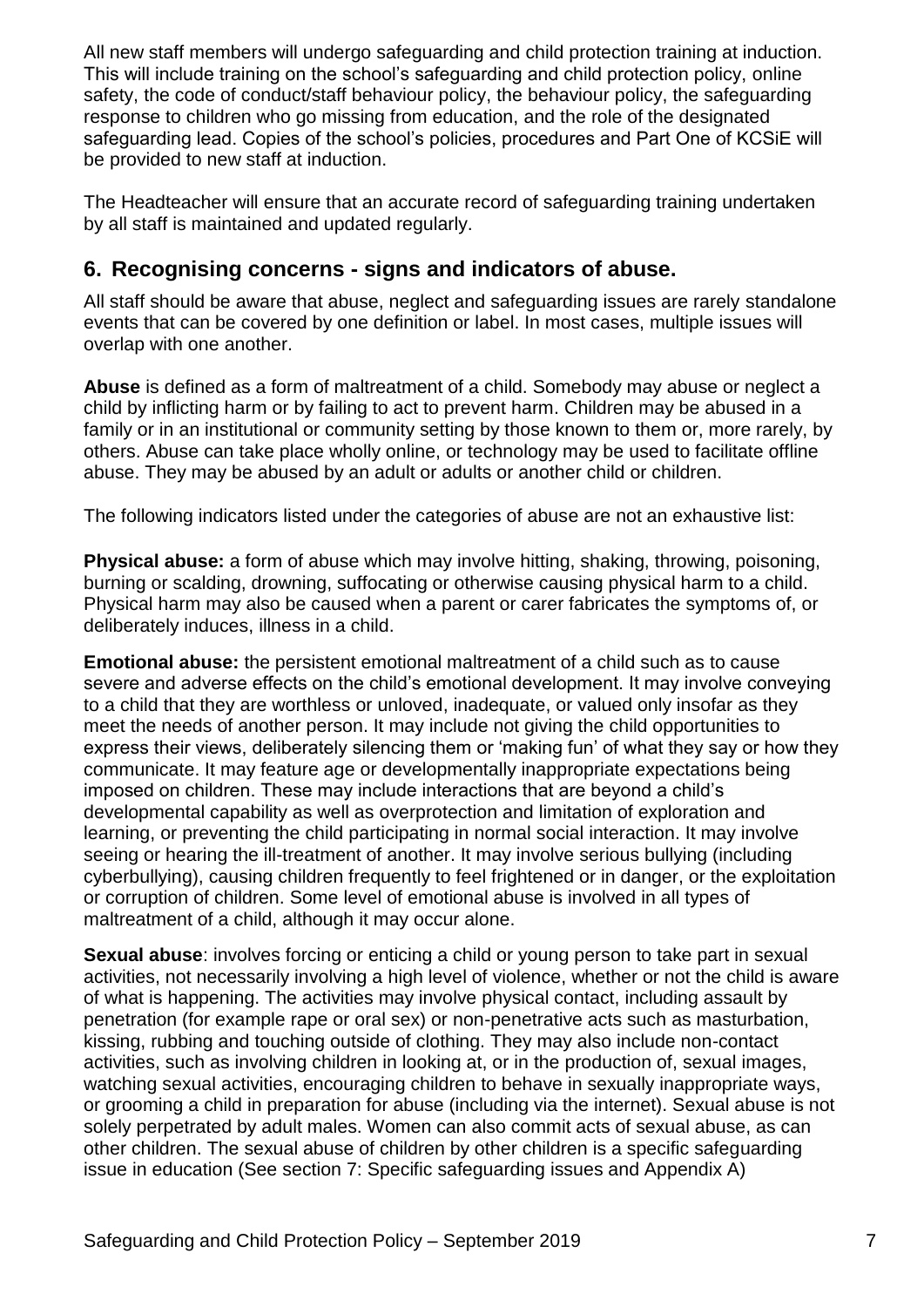All new staff members will undergo safeguarding and child protection training at induction. This will include training on the school's safeguarding and child protection policy, online safety, the code of conduct/staff behaviour policy, the behaviour policy, the safeguarding response to children who go missing from education, and the role of the designated safeguarding lead. Copies of the school's policies, procedures and Part One of KCSiE will be provided to new staff at induction.

The Headteacher will ensure that an accurate record of safeguarding training undertaken by all staff is maintained and updated regularly.

## 6. Recognising concerns - signs and indicators of abuse.

All staff should be aware that abuse, neglect and safeguarding issues are rarely standalone events that can be covered by one definition or label. In most cases, multiple issues will overlap with one another.

**Abuse** is defined as a form of maltreatment of a child. Somebody may abuse or neglect a child by inflicting harm or by failing to act to prevent harm. Children may be abused in a family or in an institutional or community setting by those known to them or, more rarely, by others. Abuse can take place wholly online, or technology may be used to facilitate offline abuse. They may be abused by an adult or adults or another child or children.

The following indicators listed under the categories of abuse are not an exhaustive list:

**Physical abuse:** a form of abuse which may involve hitting, shaking, throwing, poisoning, burning or scalding, drowning, suffocating or otherwise causing physical harm to a child. Physical harm may also be caused when a parent or carer fabricates the symptoms of, or deliberately induces, illness in a child.

**Emotional abuse:** the persistent emotional maltreatment of a child such as to cause severe and adverse effects on the child's emotional development. It may involve conveying to a child that they are worthless or unloved, inadequate, or valued only insofar as they meet the needs of another person. It may include not giving the child opportunities to express their views, deliberately silencing them or 'making fun' of what they say or how they communicate. It may feature age or developmentally inappropriate expectations being imposed on children. These may include interactions that are beyond a child's developmental capability as well as overprotection and limitation of exploration and learning, or preventing the child participating in normal social interaction. It may involve seeing or hearing the ill-treatment of another. It may involve serious bullying (including cyberbullying), causing children frequently to feel frightened or in danger, or the exploitation or corruption of children. Some level of emotional abuse is involved in all types of maltreatment of a child, although it may occur alone.

**Sexual abuse**: involves forcing or enticing a child or young person to take part in sexual activities, not necessarily involving a high level of violence, whether or not the child is aware of what is happening. The activities may involve physical contact, including assault by penetration (for example rape or oral sex) or non-penetrative acts such as masturbation, kissing, rubbing and touching outside of clothing. They may also include non-contact activities, such as involving children in looking at, or in the production of, sexual images, watching sexual activities, encouraging children to behave in sexually inappropriate ways, or grooming a child in preparation for abuse (including via the internet). Sexual abuse is not solely perpetrated by adult males. Women can also commit acts of sexual abuse, as can other children. The sexual abuse of children by other children is a specific safeguarding issue in education (See section 7: Specific safeguarding issues and Appendix A)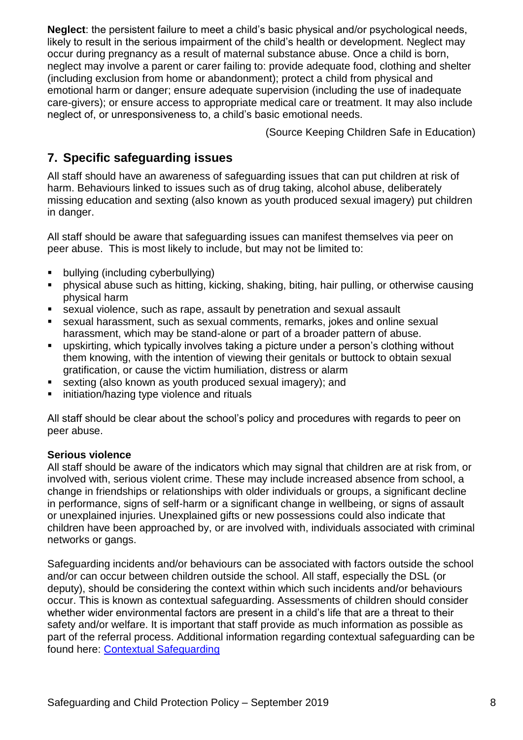**Neglect**: the persistent failure to meet a child's basic physical and/or psychological needs, likely to result in the serious impairment of the child's health or development. Neglect may occur during pregnancy as a result of maternal substance abuse. Once a child is born, neglect may involve a parent or carer failing to: provide adequate food, clothing and shelter (including exclusion from home or abandonment); protect a child from physical and emotional harm or danger; ensure adequate supervision (including the use of inadequate care-givers); or ensure access to appropriate medical care or treatment. It may also include neglect of, or unresponsiveness to, a child's basic emotional needs.

(Source Keeping Children Safe in Education)

## 7. Specific safeguarding issues

All staff should have an awareness of safeguarding issues that can put children at risk of harm. Behaviours linked to issues such as of drug taking, alcohol abuse, deliberately missing education and sexting (also known as youth produced sexual imagery) put children in danger.

All staff should be aware that safeguarding issues can manifest themselves via peer on peer abuse. This is most likely to include, but may not be limited to:

- bullying (including cyberbullying)
- physical abuse such as hitting, kicking, shaking, biting, hair pulling, or otherwise causing physical harm
- sexual violence, such as rape, assault by penetration and sexual assault
- sexual harassment, such as sexual comments, remarks, jokes and online sexual harassment, which may be stand-alone or part of a broader pattern of abuse.
- upskirting, which typically involves taking a picture under a person's clothing without them knowing, with the intention of viewing their genitals or buttock to obtain sexual gratification, or cause the victim humiliation, distress or alarm
- sexting (also known as youth produced sexual imagery); and
- initiation/hazing type violence and rituals

All staff should be clear about the school's policy and procedures with regards to peer on peer abuse.

**Serious violence**
All staff should be aware of the indicators which may signal that children are at risk from, or involved with, serious violent crime. These may include increased absence from school, a change in friendships or relationships with older individuals or groups, a significant decline in performance, signs of self-harm or a significant change in wellbeing, or signs of assault or unexplained injuries. Unexplained gifts or new possessions could also indicate that children have been approached by, or are involved with, individuals associated with criminal networks or gangs.

Safeguarding incidents and/or behaviours can be associated with factors outside the school and/or can occur between children outside the school. All staff, especially the DSL (or deputy), should be considering the context within which such incidents and/or behaviours occur. This is known as contextual safeguarding. Assessments of children should consider whether wider environmental factors are present in a child's life that are a threat to their safety and/or welfare. It is important that staff provide as much information as possible as part of the referral process. Additional information regarding contextual safeguarding can be found here: Contextual Safeguarding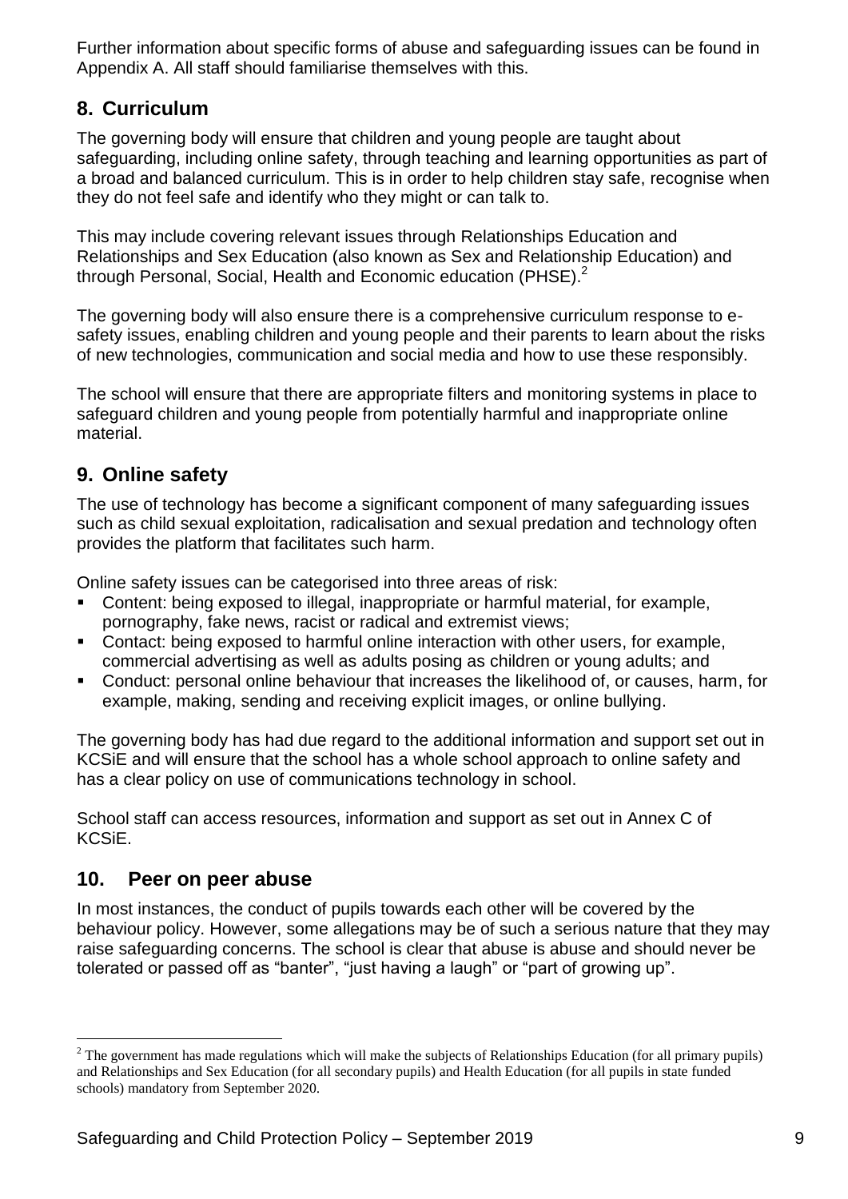Further information about specific forms of abuse and safeguarding issues can be found in Appendix A. All staff should familiarise themselves with this.

## 8. Curriculum

The governing body will ensure that children and young people are taught about safeguarding, including online safety, through teaching and learning opportunities as part of a broad and balanced curriculum. This is in order to help children stay safe, recognise when they do not feel safe and identify who they might or can talk to.

This may include covering relevant issues through Relationships Education and Relationships and Sex Education (also known as Sex and Relationship Education) and through Personal, Social, Health and Economic education (PHSE).[2]

The governing body will also ensure there is a comprehensive curriculum response to e-safety issues, enabling children and young people and their parents to learn about the risks of new technologies, communication and social media and how to use these responsibly.

The school will ensure that there are appropriate filters and monitoring systems in place to safeguard children and young people from potentially harmful and inappropriate online material.

## 9. Online safety

The use of technology has become a significant component of many safeguarding issues such as child sexual exploitation, radicalisation and sexual predation and technology often provides the platform that facilitates such harm.

Online safety issues can be categorised into three areas of risk:

- Content: being exposed to illegal, inappropriate or harmful material, for example, pornography, fake news, racist or radical and extremist views;
- Contact: being exposed to harmful online interaction with other users, for example, commercial advertising as well as adults posing as children or young adults; and
- Conduct: personal online behaviour that increases the likelihood of, or causes, harm, for example, making, sending and receiving explicit images, or online bullying.

The governing body has had due regard to the additional information and support set out in KCSiE and will ensure that the school has a whole school approach to online safety and has a clear policy on use of communications technology in school.

School staff can access resources, information and support as set out in Annex C of KCSiE.

## 10. Peer on peer abuse

In most instances, the conduct of pupils towards each other will be covered by the behaviour policy. However, some allegations may be of such a serious nature that they may raise safeguarding concerns. The school is clear that abuse is abuse and should never be tolerated or passed off as "banter", "just having a laugh" or "part of growing up".

---

[2] The government has made regulations which will make the subjects of Relationships Education (for all primary pupils) and Relationships and Sex Education (for all secondary pupils) and Health Education (for all pupils in state funded schools) mandatory from September 2020.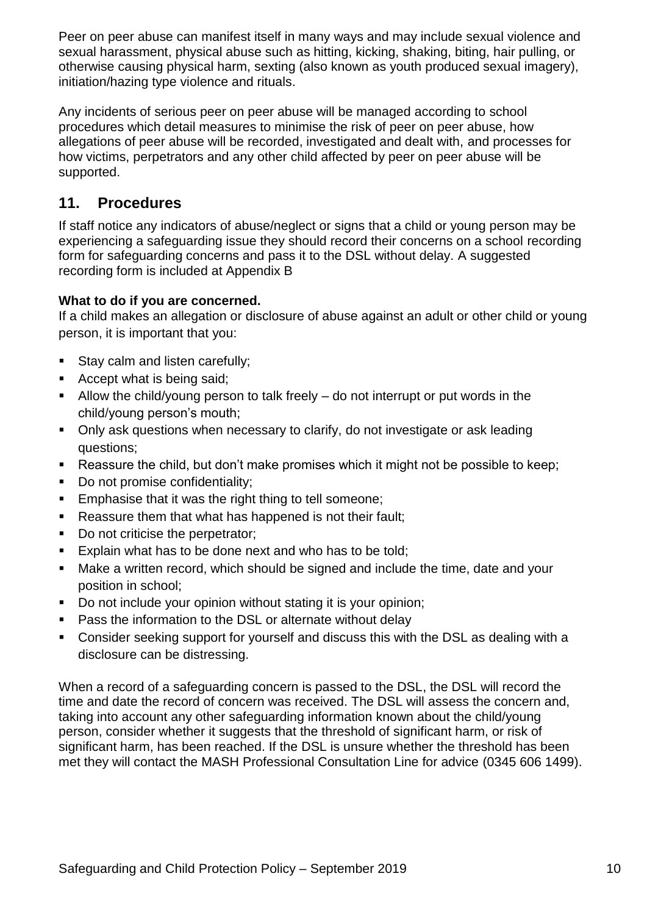Peer on peer abuse can manifest itself in many ways and may include sexual violence and sexual harassment, physical abuse such as hitting, kicking, shaking, biting, hair pulling, or otherwise causing physical harm, sexting (also known as youth produced sexual imagery), initiation/hazing type violence and rituals.

Any incidents of serious peer on peer abuse will be managed according to school procedures which detail measures to minimise the risk of peer on peer abuse, how allegations of peer abuse will be recorded, investigated and dealt with, and processes for how victims, perpetrators and any other child affected by peer on peer abuse will be supported.

## 11. Procedures

If staff notice any indicators of abuse/neglect or signs that a child or young person may be experiencing a safeguarding issue they should record their concerns on a school recording form for safeguarding concerns and pass it to the DSL without delay. A suggested recording form is included at Appendix B

**What to do if you are concerned.**

If a child makes an allegation or disclosure of abuse against an adult or other child or young person, it is important that you:

- Stay calm and listen carefully;
- Accept what is being said;
- Allow the child/young person to talk freely – do not interrupt or put words in the child/young person's mouth;
- Only ask questions when necessary to clarify, do not investigate or ask leading questions;
- Reassure the child, but don't make promises which it might not be possible to keep;
- Do not promise confidentiality;
- Emphasise that it was the right thing to tell someone;
- Reassure them that what has happened is not their fault;
- Do not criticise the perpetrator;
- Explain what has to be done next and who has to be told;
- Make a written record, which should be signed and include the time, date and your position in school;
- Do not include your opinion without stating it is your opinion;
- Pass the information to the DSL or alternate without delay
- Consider seeking support for yourself and discuss this with the DSL as dealing with a disclosure can be distressing.

When a record of a safeguarding concern is passed to the DSL, the DSL will record the time and date the record of concern was received. The DSL will assess the concern and, taking into account any other safeguarding information known about the child/young person, consider whether it suggests that the threshold of significant harm, or risk of significant harm, has been reached. If the DSL is unsure whether the threshold has been met they will contact the MASH Professional Consultation Line for advice (0345 606 1499).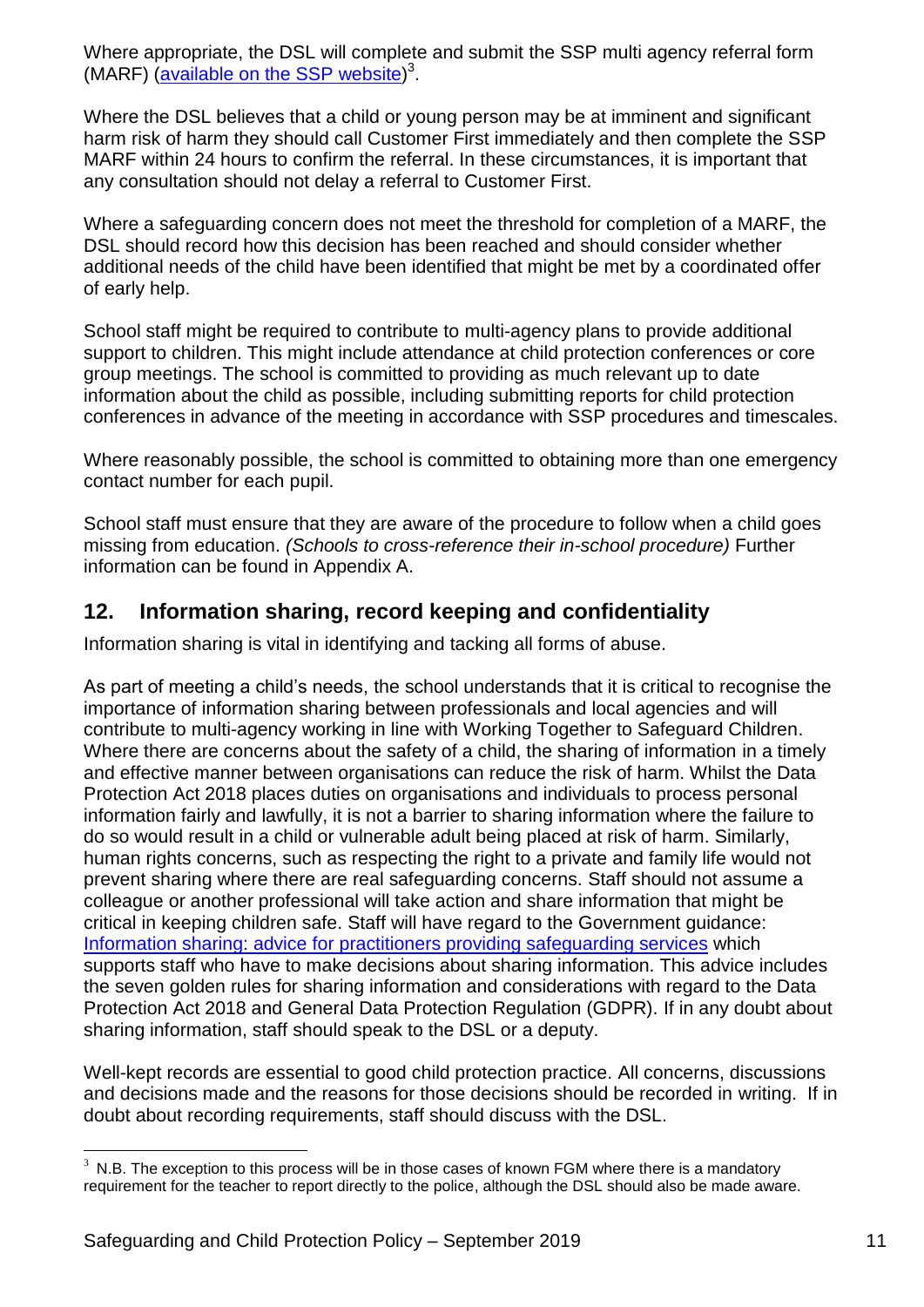Where appropriate, the DSL will complete and submit the SSP multi agency referral form (MARF) ([available on the SSP website](#))[3].

Where the DSL believes that a child or young person may be at imminent and significant harm risk of harm they should call Customer First immediately and then complete the SSP MARF within 24 hours to confirm the referral. In these circumstances, it is important that any consultation should not delay a referral to Customer First.

Where a safeguarding concern does not meet the threshold for completion of a MARF, the DSL should record how this decision has been reached and should consider whether additional needs of the child have been identified that might be met by a coordinated offer of early help.

School staff might be required to contribute to multi-agency plans to provide additional support to children. This might include attendance at child protection conferences or core group meetings. The school is committed to providing as much relevant up to date information about the child as possible, including submitting reports for child protection conferences in advance of the meeting in accordance with SSP procedures and timescales.

Where reasonably possible, the school is committed to obtaining more than one emergency contact number for each pupil.

School staff must ensure that they are aware of the procedure to follow when a child goes missing from education. *(Schools to cross-reference their in-school procedure)* Further information can be found in Appendix A.

## 12. Information sharing, record keeping and confidentiality

Information sharing is vital in identifying and tacking all forms of abuse.

As part of meeting a child's needs, the school understands that it is critical to recognise the importance of information sharing between professionals and local agencies and will contribute to multi-agency working in line with Working Together to Safeguard Children. Where there are concerns about the safety of a child, the sharing of information in a timely and effective manner between organisations can reduce the risk of harm. Whilst the Data Protection Act 2018 places duties on organisations and individuals to process personal information fairly and lawfully, it is not a barrier to sharing information where the failure to do so would result in a child or vulnerable adult being placed at risk of harm. Similarly, human rights concerns, such as respecting the right to a private and family life would not prevent sharing where there are real safeguarding concerns. Staff should not assume a colleague or another professional will take action and share information that might be critical in keeping children safe. Staff will have regard to the Government guidance: [Information sharing: advice for practitioners providing safeguarding services](#) which supports staff who have to make decisions about sharing information. This advice includes the seven golden rules for sharing information and considerations with regard to the Data Protection Act 2018 and General Data Protection Regulation (GDPR). If in any doubt about sharing information, staff should speak to the DSL or a deputy.

Well-kept records are essential to good child protection practice. All concerns, discussions and decisions made and the reasons for those decisions should be recorded in writing. If in doubt about recording requirements, staff should discuss with the DSL.

---

[3] N.B. The exception to this process will be in those cases of known FGM where there is a mandatory requirement for the teacher to report directly to the police, although the DSL should also be made aware.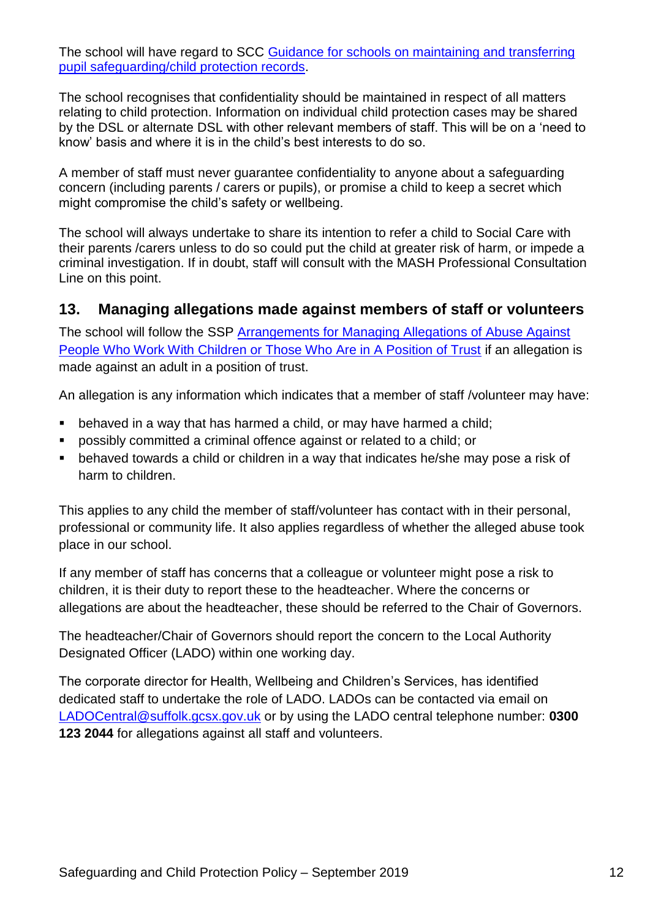The school will have regard to SCC [Guidance for schools on maintaining and transferring pupil safeguarding/child protection records](#).

The school recognises that confidentiality should be maintained in respect of all matters relating to child protection. Information on individual child protection cases may be shared by the DSL or alternate DSL with other relevant members of staff. This will be on a 'need to know' basis and where it is in the child's best interests to do so.

A member of staff must never guarantee confidentiality to anyone about a safeguarding concern (including parents / carers or pupils), or promise a child to keep a secret which might compromise the child's safety or wellbeing.

The school will always undertake to share its intention to refer a child to Social Care with their parents /carers unless to do so could put the child at greater risk of harm, or impede a criminal investigation. If in doubt, staff will consult with the MASH Professional Consultation Line on this point.

## 13. Managing allegations made against members of staff or volunteers

The school will follow the SSP [Arrangements for Managing Allegations of Abuse Against People Who Work With Children or Those Who Are in A Position of Trust](#) if an allegation is made against an adult in a position of trust.

An allegation is any information which indicates that a member of staff /volunteer may have:

- behaved in a way that has harmed a child, or may have harmed a child;
- possibly committed a criminal offence against or related to a child; or
- behaved towards a child or children in a way that indicates he/she may pose a risk of harm to children.

This applies to any child the member of staff/volunteer has contact with in their personal, professional or community life. It also applies regardless of whether the alleged abuse took place in our school.

If any member of staff has concerns that a colleague or volunteer might pose a risk to children, it is their duty to report these to the headteacher. Where the concerns or allegations are about the headteacher, these should be referred to the Chair of Governors.

The headteacher/Chair of Governors should report the concern to the Local Authority Designated Officer (LADO) within one working day.

The corporate director for Health, Wellbeing and Children's Services, has identified dedicated staff to undertake the role of LADO. LADOs can be contacted via email on [LADOCentral@suffolk.gcsx.gov.uk](mailto:LADOCentral@suffolk.gcsx.gov.uk) or by using the LADO central telephone number: **0300 123 2044** for allegations against all staff and volunteers.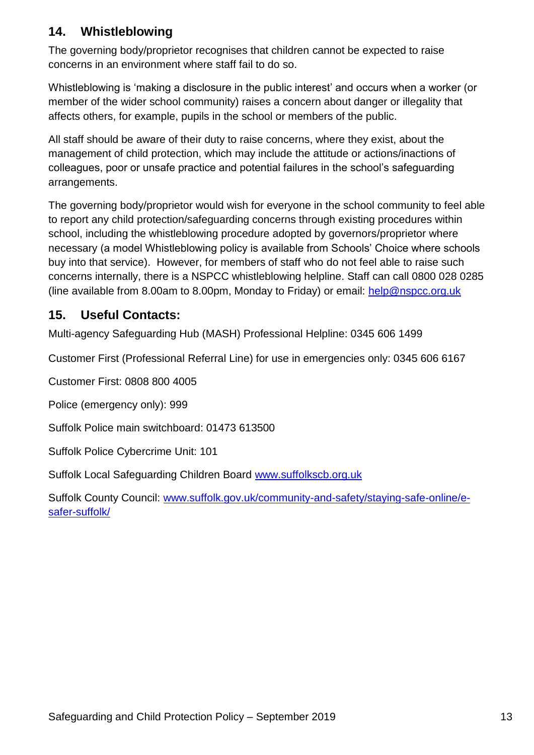## 14. Whistleblowing

The governing body/proprietor recognises that children cannot be expected to raise concerns in an environment where staff fail to do so.

Whistleblowing is 'making a disclosure in the public interest' and occurs when a worker (or member of the wider school community) raises a concern about danger or illegality that affects others, for example, pupils in the school or members of the public.

All staff should be aware of their duty to raise concerns, where they exist, about the management of child protection, which may include the attitude or actions/inactions of colleagues, poor or unsafe practice and potential failures in the school's safeguarding arrangements.

The governing body/proprietor would wish for everyone in the school community to feel able to report any child protection/safeguarding concerns through existing procedures within school, including the whistleblowing procedure adopted by governors/proprietor where necessary (a model Whistleblowing policy is available from Schools' Choice where schools buy into that service). However, for members of staff who do not feel able to raise such concerns internally, there is a NSPCC whistleblowing helpline. Staff can call 0800 028 0285 (line available from 8.00am to 8.00pm, Monday to Friday) or email: [help@nspcc.org.uk](mailto:help@nspcc.org.uk)

## 15. Useful Contacts:

Multi-agency Safeguarding Hub (MASH) Professional Helpline: 0345 606 1499

Customer First (Professional Referral Line) for use in emergencies only: 0345 606 6167

Customer First: 0808 800 4005

Police (emergency only): 999

Suffolk Police main switchboard: 01473 613500

Suffolk Police Cybercrime Unit: 101

Suffolk Local Safeguarding Children Board [www.suffolkscb.org.uk](http://www.suffolkscb.org.uk)

Suffolk County Council: [www.suffolk.gov.uk/community-and-safety/staying-safe-online/e-safer-suffolk/](http://www.suffolk.gov.uk/community-and-safety/staying-safe-online/e-safer-suffolk/)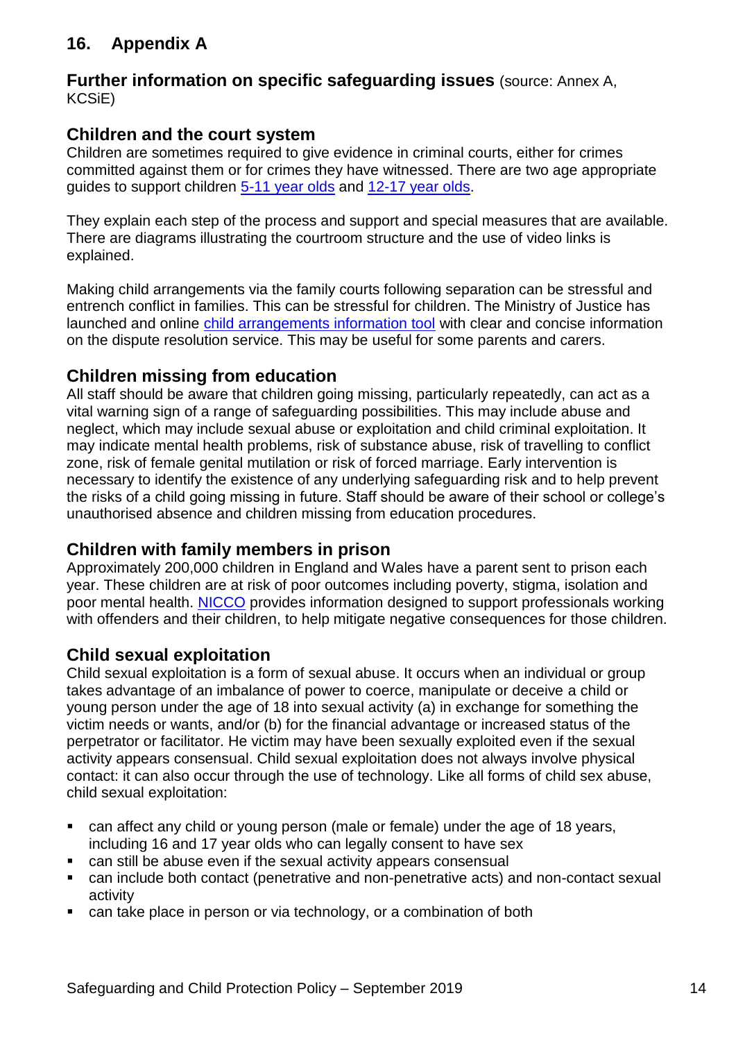## 16. Appendix A

### Further information on specific safeguarding issues (source: Annex A, KCSiE)

### Children and the court system

Children are sometimes required to give evidence in criminal courts, either for crimes committed against them or for crimes they have witnessed. There are two age appropriate guides to support children 5-11 year olds and 12-17 year olds.

They explain each step of the process and support and special measures that are available. There are diagrams illustrating the courtroom structure and the use of video links is explained.

Making child arrangements via the family courts following separation can be stressful and entrench conflict in families. This can be stressful for children. The Ministry of Justice has launched and online child arrangements information tool with clear and concise information on the dispute resolution service. This may be useful for some parents and carers.

### Children missing from education

All staff should be aware that children going missing, particularly repeatedly, can act as a vital warning sign of a range of safeguarding possibilities. This may include abuse and neglect, which may include sexual abuse or exploitation and child criminal exploitation. It may indicate mental health problems, risk of substance abuse, risk of travelling to conflict zone, risk of female genital mutilation or risk of forced marriage. Early intervention is necessary to identify the existence of any underlying safeguarding risk and to help prevent the risks of a child going missing in future. Staff should be aware of their school or college's unauthorised absence and children missing from education procedures.

### Children with family members in prison

Approximately 200,000 children in England and Wales have a parent sent to prison each year. These children are at risk of poor outcomes including poverty, stigma, isolation and poor mental health. NICCO provides information designed to support professionals working with offenders and their children, to help mitigate negative consequences for those children.

### Child sexual exploitation

Child sexual exploitation is a form of sexual abuse. It occurs when an individual or group takes advantage of an imbalance of power to coerce, manipulate or deceive a child or young person under the age of 18 into sexual activity (a) in exchange for something the victim needs or wants, and/or (b) for the financial advantage or increased status of the perpetrator or facilitator. He victim may have been sexually exploited even if the sexual activity appears consensual. Child sexual exploitation does not always involve physical contact: it can also occur through the use of technology. Like all forms of child sex abuse, child sexual exploitation:

- can affect any child or young person (male or female) under the age of 18 years, including 16 and 17 year olds who can legally consent to have sex
- can still be abuse even if the sexual activity appears consensual
- can include both contact (penetrative and non-penetrative acts) and non-contact sexual activity
- can take place in person or via technology, or a combination of both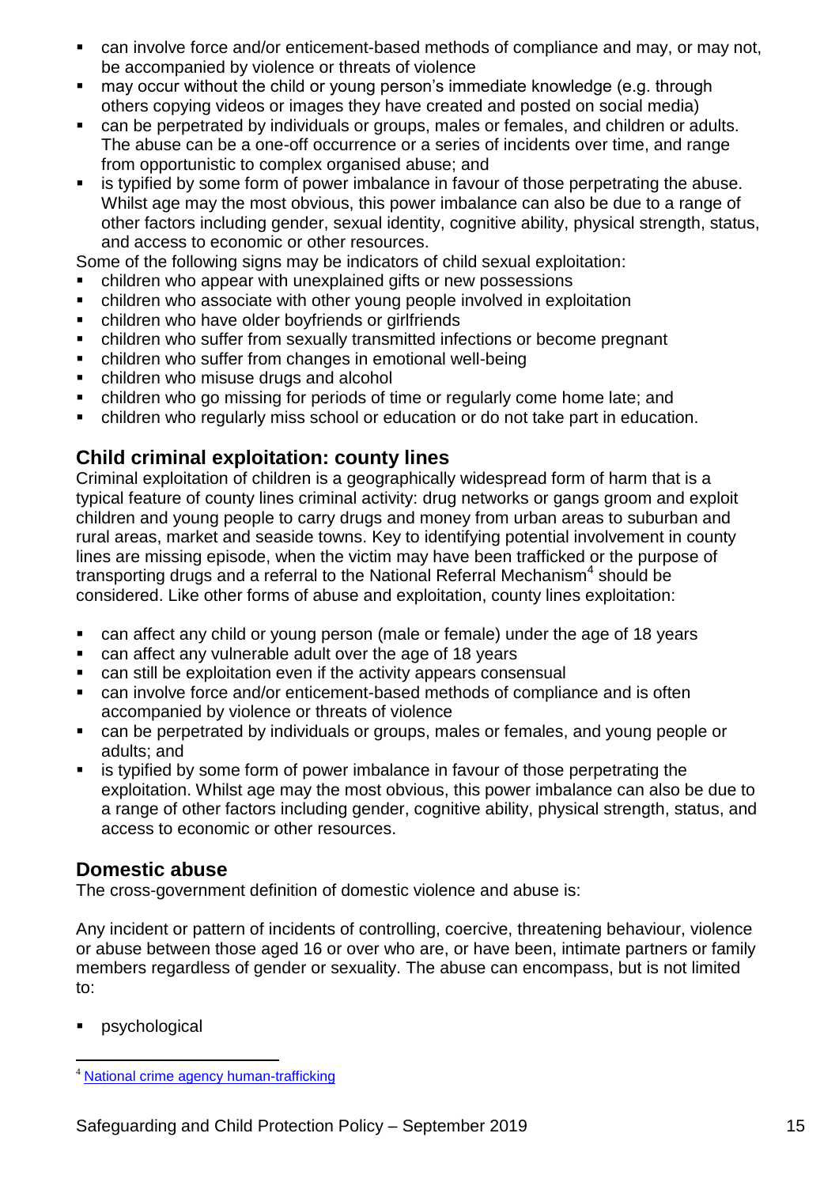- can involve force and/or enticement-based methods of compliance and may, or may not, be accompanied by violence or threats of violence
- may occur without the child or young person's immediate knowledge (e.g. through others copying videos or images they have created and posted on social media)
- can be perpetrated by individuals or groups, males or females, and children or adults. The abuse can be a one-off occurrence or a series of incidents over time, and range from opportunistic to complex organised abuse; and
- is typified by some form of power imbalance in favour of those perpetrating the abuse. Whilst age may the most obvious, this power imbalance can also be due to a range of other factors including gender, sexual identity, cognitive ability, physical strength, status, and access to economic or other resources.

Some of the following signs may be indicators of child sexual exploitation:

- children who appear with unexplained gifts or new possessions
- children who associate with other young people involved in exploitation
- children who have older boyfriends or girlfriends
- children who suffer from sexually transmitted infections or become pregnant
- children who suffer from changes in emotional well-being
- children who misuse drugs and alcohol
- children who go missing for periods of time or regularly come home late; and
- children who regularly miss school or education or do not take part in education.

## Child criminal exploitation: county lines

Criminal exploitation of children is a geographically widespread form of harm that is a typical feature of county lines criminal activity: drug networks or gangs groom and exploit children and young people to carry drugs and money from urban areas to suburban and rural areas, market and seaside towns. Key to identifying potential involvement in county lines are missing episode, when the victim may have been trafficked or the purpose of transporting drugs and a referral to the National Referral Mechanism[4] should be considered. Like other forms of abuse and exploitation, county lines exploitation:

- can affect any child or young person (male or female) under the age of 18 years
- can affect any vulnerable adult over the age of 18 years
- can still be exploitation even if the activity appears consensual
- can involve force and/or enticement-based methods of compliance and is often accompanied by violence or threats of violence
- can be perpetrated by individuals or groups, males or females, and young people or adults; and
- is typified by some form of power imbalance in favour of those perpetrating the exploitation. Whilst age may the most obvious, this power imbalance can also be due to a range of other factors including gender, cognitive ability, physical strength, status, and access to economic or other resources.

## Domestic abuse

The cross-government definition of domestic violence and abuse is:

Any incident or pattern of incidents of controlling, coercive, threatening behaviour, violence or abuse between those aged 16 or over who are, or have been, intimate partners or family members regardless of gender or sexuality. The abuse can encompass, but is not limited to:

- psychological

---

[4] National crime agency human-trafficking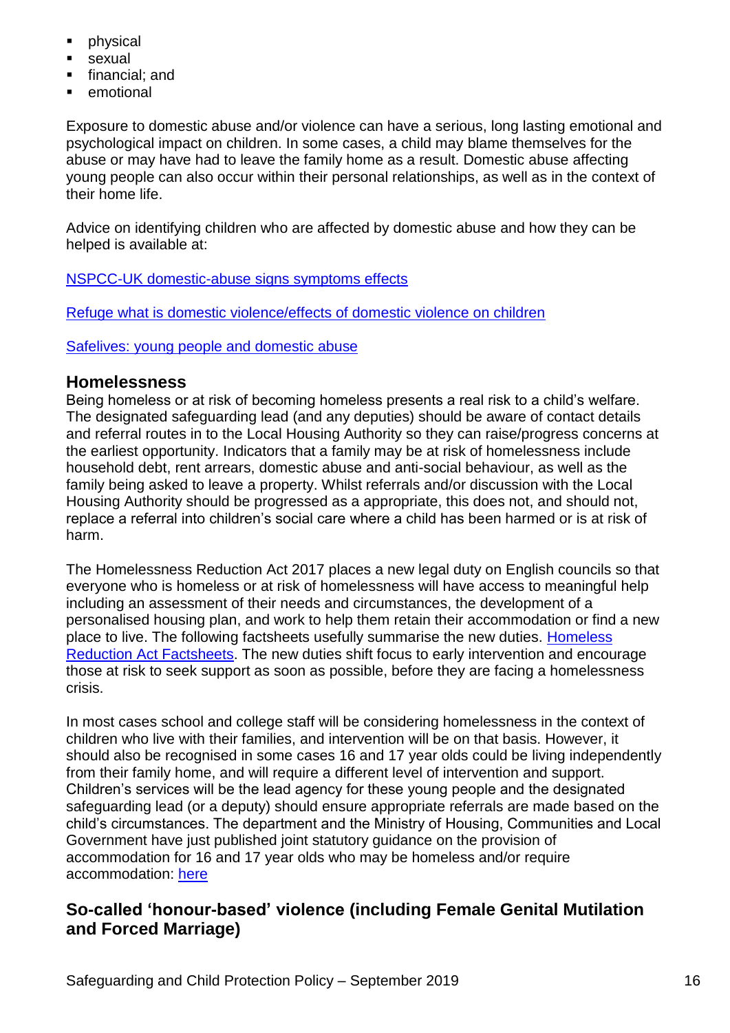- physical
- sexual
- financial; and
- emotional

Exposure to domestic abuse and/or violence can have a serious, long lasting emotional and psychological impact on children. In some cases, a child may blame themselves for the abuse or may have had to leave the family home as a result. Domestic abuse affecting young people can also occur within their personal relationships, as well as in the context of their home life.

Advice on identifying children who are affected by domestic abuse and how they can be helped is available at:

NSPCC-UK domestic-abuse signs symptoms effects

Refuge what is domestic violence/effects of domestic violence on children

Safelives: young people and domestic abuse

## Homelessness

Being homeless or at risk of becoming homeless presents a real risk to a child's welfare. The designated safeguarding lead (and any deputies) should be aware of contact details and referral routes in to the Local Housing Authority so they can raise/progress concerns at the earliest opportunity. Indicators that a family may be at risk of homelessness include household debt, rent arrears, domestic abuse and anti-social behaviour, as well as the family being asked to leave a property. Whilst referrals and/or discussion with the Local Housing Authority should be progressed as a appropriate, this does not, and should not, replace a referral into children's social care where a child has been harmed or is at risk of harm.

The Homelessness Reduction Act 2017 places a new legal duty on English councils so that everyone who is homeless or at risk of homelessness will have access to meaningful help including an assessment of their needs and circumstances, the development of a personalised housing plan, and work to help them retain their accommodation or find a new place to live. The following factsheets usefully summarise the new duties. Homeless Reduction Act Factsheets. The new duties shift focus to early intervention and encourage those at risk to seek support as soon as possible, before they are facing a homelessness crisis.

In most cases school and college staff will be considering homelessness in the context of children who live with their families, and intervention will be on that basis. However, it should also be recognised in some cases 16 and 17 year olds could be living independently from their family home, and will require a different level of intervention and support. Children's services will be the lead agency for these young people and the designated safeguarding lead (or a deputy) should ensure appropriate referrals are made based on the child's circumstances. The department and the Ministry of Housing, Communities and Local Government have just published joint statutory guidance on the provision of accommodation for 16 and 17 year olds who may be homeless and/or require accommodation: here

## So-called 'honour-based' violence (including Female Genital Mutilation and Forced Marriage)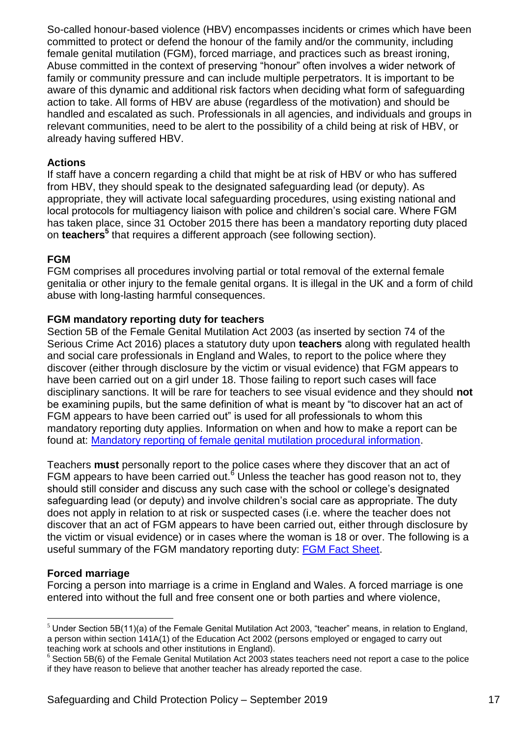So-called honour-based violence (HBV) encompasses incidents or crimes which have been committed to protect or defend the honour of the family and/or the community, including female genital mutilation (FGM), forced marriage, and practices such as breast ironing, Abuse committed in the context of preserving "honour" often involves a wider network of family or community pressure and can include multiple perpetrators. It is important to be aware of this dynamic and additional risk factors when deciding what form of safeguarding action to take. All forms of HBV are abuse (regardless of the motivation) and should be handled and escalated as such. Professionals in all agencies, and individuals and groups in relevant communities, need to be alert to the possibility of a child being at risk of HBV, or already having suffered HBV.

### Actions

If staff have a concern regarding a child that might be at risk of HBV or who has suffered from HBV, they should speak to the designated safeguarding lead (or deputy). As appropriate, they will activate local safeguarding procedures, using existing national and local protocols for multiagency liaison with police and children's social care. Where FGM has taken place, since 31 October 2015 there has been a mandatory reporting duty placed on **teachers**[5] that requires a different approach (see following section).

### FGM

FGM comprises all procedures involving partial or total removal of the external female genitalia or other injury to the female genital organs. It is illegal in the UK and a form of child abuse with long-lasting harmful consequences.

### FGM mandatory reporting duty for teachers

Section 5B of the Female Genital Mutilation Act 2003 (as inserted by section 74 of the Serious Crime Act 2016) places a statutory duty upon **teachers** along with regulated health and social care professionals in England and Wales, to report to the police where they discover (either through disclosure by the victim or visual evidence) that FGM appears to have been carried out on a girl under 18. Those failing to report such cases will face disciplinary sanctions. It will be rare for teachers to see visual evidence and they should **not** be examining pupils, but the same definition of what is meant by "to discover hat an act of FGM appears to have been carried out" is used for all professionals to whom this mandatory reporting duty applies. Information on when and how to make a report can be found at: [Mandatory reporting of female genital mutilation procedural information](#).

Teachers **must** personally report to the police cases where they discover that an act of FGM appears to have been carried out.[6] Unless the teacher has good reason not to, they should still consider and discuss any such case with the school or college's designated safeguarding lead (or deputy) and involve children's social care as appropriate. The duty does not apply in relation to at risk or suspected cases (i.e. where the teacher does not discover that an act of FGM appears to have been carried out, either through disclosure by the victim or visual evidence) or in cases where the woman is 18 or over. The following is a useful summary of the FGM mandatory reporting duty: [FGM Fact Sheet](#).

### Forced marriage

Forcing a person into marriage is a crime in England and Wales. A forced marriage is one entered into without the full and free consent one or both parties and where violence,

---

[5] Under Section 5B(11)(a) of the Female Genital Mutilation Act 2003, "teacher" means, in relation to England, a person within section 141A(1) of the Education Act 2002 (persons employed or engaged to carry out teaching work at schools and other institutions in England).

[6] Section 5B(6) of the Female Genital Mutilation Act 2003 states teachers need not report a case to the police if they have reason to believe that another teacher has already reported the case.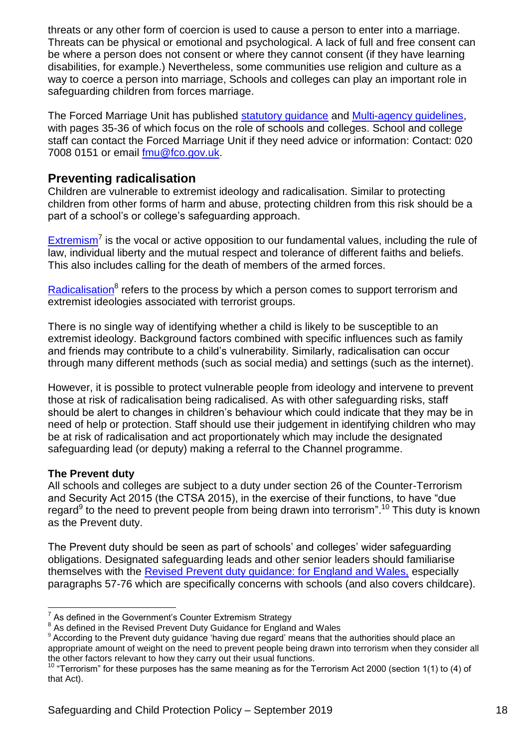threats or any other form of coercion is used to cause a person to enter into a marriage. Threats can be physical or emotional and psychological. A lack of full and free consent can be where a person does not consent or where they cannot consent (if they have learning disabilities, for example.) Nevertheless, some communities use religion and culture as a way to coerce a person into marriage, Schools and colleges can play an important role in safeguarding children from forces marriage.

The Forced Marriage Unit has published statutory guidance and Multi-agency guidelines, with pages 35-36 of which focus on the role of schools and colleges. School and college staff can contact the Forced Marriage Unit if they need advice or information: Contact: 020 7008 0151 or email fmu@fco.gov.uk.

## Preventing radicalisation

Children are vulnerable to extremist ideology and radicalisation. Similar to protecting children from other forms of harm and abuse, protecting children from this risk should be a part of a school's or college's safeguarding approach.

Extremism[7] is the vocal or active opposition to our fundamental values, including the rule of law, individual liberty and the mutual respect and tolerance of different faiths and beliefs. This also includes calling for the death of members of the armed forces.

Radicalisation[8] refers to the process by which a person comes to support terrorism and extremist ideologies associated with terrorist groups.

There is no single way of identifying whether a child is likely to be susceptible to an extremist ideology. Background factors combined with specific influences such as family and friends may contribute to a child's vulnerability. Similarly, radicalisation can occur through many different methods (such as social media) and settings (such as the internet).

However, it is possible to protect vulnerable people from ideology and intervene to prevent those at risk of radicalisation being radicalised. As with other safeguarding risks, staff should be alert to changes in children's behaviour which could indicate that they may be in need of help or protection. Staff should use their judgement in identifying children who may be at risk of radicalisation and act proportionately which may include the designated safeguarding lead (or deputy) making a referral to the Channel programme.

### The Prevent duty

All schools and colleges are subject to a duty under section 26 of the Counter-Terrorism and Security Act 2015 (the CTSA 2015), in the exercise of their functions, to have "due regard[9] to the need to prevent people from being drawn into terrorism".[10] This duty is known as the Prevent duty.

The Prevent duty should be seen as part of schools' and colleges' wider safeguarding obligations. Designated safeguarding leads and other senior leaders should familiarise themselves with the Revised Prevent duty guidance: for England and Wales, especially paragraphs 57-76 which are specifically concerns with schools (and also covers childcare).

---

[7] As defined in the Government's Counter Extremism Strategy

[8] As defined in the Revised Prevent Duty Guidance for England and Wales

[9] According to the Prevent duty guidance 'having due regard' means that the authorities should place an appropriate amount of weight on the need to prevent people being drawn into terrorism when they consider all the other factors relevant to how they carry out their usual functions.

[10] "Terrorism" for these purposes has the same meaning as for the Terrorism Act 2000 (section 1(1) to (4) of that Act).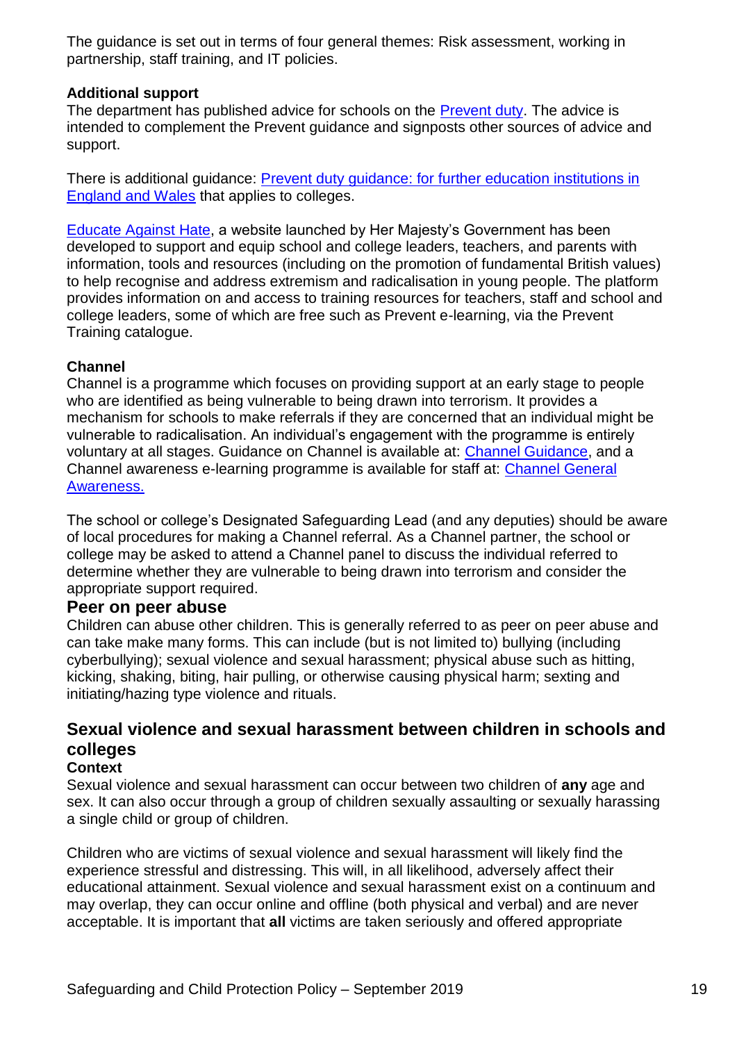The guidance is set out in terms of four general themes: Risk assessment, working in partnership, staff training, and IT policies.

**Additional support**

The department has published advice for schools on the Prevent duty. The advice is intended to complement the Prevent guidance and signposts other sources of advice and support.

There is additional guidance: Prevent duty guidance: for further education institutions in England and Wales that applies to colleges.

Educate Against Hate, a website launched by Her Majesty's Government has been developed to support and equip school and college leaders, teachers, and parents with information, tools and resources (including on the promotion of fundamental British values) to help recognise and address extremism and radicalisation in young people. The platform provides information on and access to training resources for teachers, staff and school and college leaders, some of which are free such as Prevent e-learning, via the Prevent Training catalogue.

**Channel**

Channel is a programme which focuses on providing support at an early stage to people who are identified as being vulnerable to being drawn into terrorism. It provides a mechanism for schools to make referrals if they are concerned that an individual might be vulnerable to radicalisation. An individual's engagement with the programme is entirely voluntary at all stages. Guidance on Channel is available at: Channel Guidance, and a Channel awareness e-learning programme is available for staff at: Channel General Awareness.

The school or college's Designated Safeguarding Lead (and any deputies) should be aware of local procedures for making a Channel referral. As a Channel partner, the school or college may be asked to attend a Channel panel to discuss the individual referred to determine whether they are vulnerable to being drawn into terrorism and consider the appropriate support required.

## Peer on peer abuse

Children can abuse other children. This is generally referred to as peer on peer abuse and can take make many forms. This can include (but is not limited to) bullying (including cyberbullying); sexual violence and sexual harassment; physical abuse such as hitting, kicking, shaking, biting, hair pulling, or otherwise causing physical harm; sexting and initiating/hazing type violence and rituals.

## Sexual violence and sexual harassment between children in schools and colleges

**Context**

Sexual violence and sexual harassment can occur between two children of **any** age and sex. It can also occur through a group of children sexually assaulting or sexually harassing a single child or group of children.

Children who are victims of sexual violence and sexual harassment will likely find the experience stressful and distressing. This will, in all likelihood, adversely affect their educational attainment. Sexual violence and sexual harassment exist on a continuum and may overlap, they can occur online and offline (both physical and verbal) and are never acceptable. It is important that **all** victims are taken seriously and offered appropriate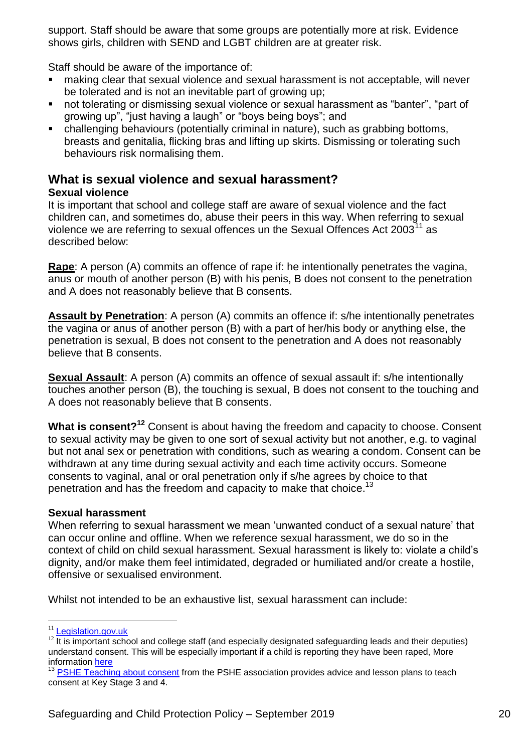support. Staff should be aware that some groups are potentially more at risk. Evidence shows girls, children with SEND and LGBT children are at greater risk.

Staff should be aware of the importance of:

- making clear that sexual violence and sexual harassment is not acceptable, will never be tolerated and is not an inevitable part of growing up;
- not tolerating or dismissing sexual violence or sexual harassment as "banter", "part of growing up", "just having a laugh" or "boys being boys"; and
- challenging behaviours (potentially criminal in nature), such as grabbing bottoms, breasts and genitalia, flicking bras and lifting up skirts. Dismissing or tolerating such behaviours risk normalising them.

## What is sexual violence and sexual harassment?

### Sexual violence

It is important that school and college staff are aware of sexual violence and the fact children can, and sometimes do, abuse their peers in this way. When referring to sexual violence we are referring to sexual offences un the Sexual Offences Act 2003[11] as described below:

**Rape**: A person (A) commits an offence of rape if: he intentionally penetrates the vagina, anus or mouth of another person (B) with his penis, B does not consent to the penetration and A does not reasonably believe that B consents.

**Assault by Penetration**: A person (A) commits an offence if: s/he intentionally penetrates the vagina or anus of another person (B) with a part of her/his body or anything else, the penetration is sexual, B does not consent to the penetration and A does not reasonably believe that B consents.

**Sexual Assault**: A person (A) commits an offence of sexual assault if: s/he intentionally touches another person (B), the touching is sexual, B does not consent to the touching and A does not reasonably believe that B consents.

**What is consent?**[12] Consent is about having the freedom and capacity to choose. Consent to sexual activity may be given to one sort of sexual activity but not another, e.g. to vaginal but not anal sex or penetration with conditions, such as wearing a condom. Consent can be withdrawn at any time during sexual activity and each time activity occurs. Someone consents to vaginal, anal or oral penetration only if s/he agrees by choice to that penetration and has the freedom and capacity to make that choice.[13]

### Sexual harassment

When referring to sexual harassment we mean 'unwanted conduct of a sexual nature' that can occur online and offline. When we reference sexual harassment, we do so in the context of child on child sexual harassment. Sexual harassment is likely to: violate a child's dignity, and/or make them feel intimidated, degraded or humiliated and/or create a hostile, offensive or sexualised environment.

Whilst not intended to be an exhaustive list, sexual harassment can include:

---

[11] Legislation.gov.uk

[12] It is important school and college staff (and especially designated safeguarding leads and their deputies) understand consent. This will be especially important if a child is reporting they have been raped, More information here

[13] PSHE Teaching about consent from the PSHE association provides advice and lesson plans to teach consent at Key Stage 3 and 4.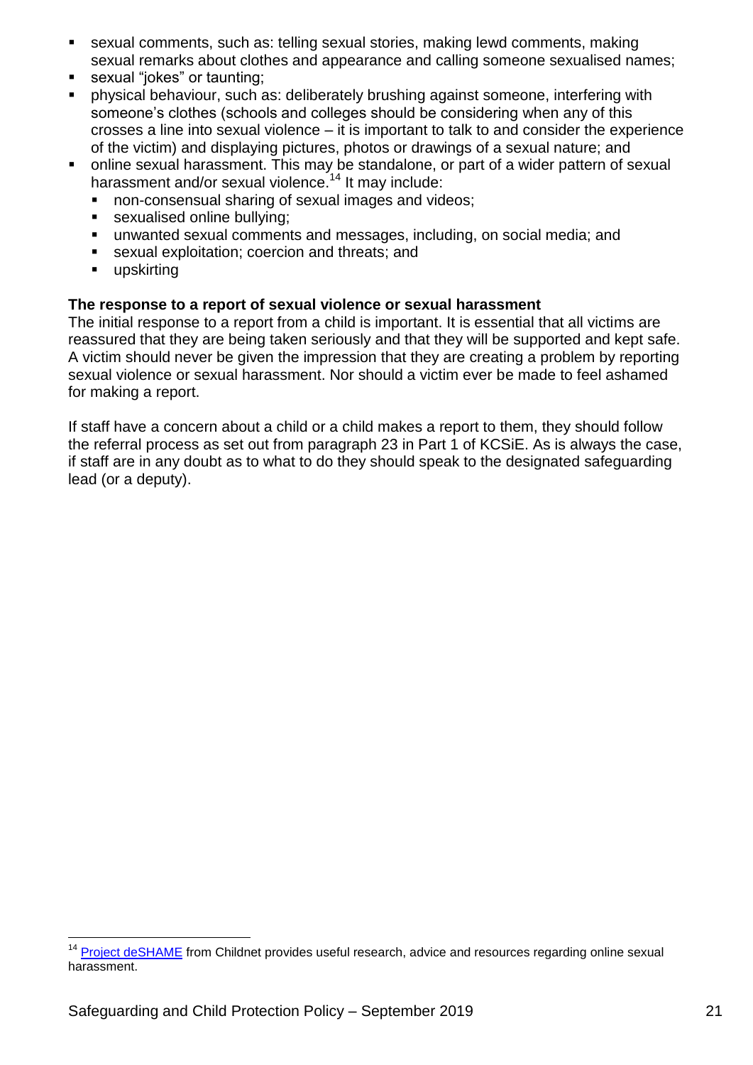- sexual comments, such as: telling sexual stories, making lewd comments, making sexual remarks about clothes and appearance and calling someone sexualised names;
- sexual "jokes" or taunting;
- physical behaviour, such as: deliberately brushing against someone, interfering with someone's clothes (schools and colleges should be considering when any of this crosses a line into sexual violence – it is important to talk to and consider the experience of the victim) and displaying pictures, photos or drawings of a sexual nature; and
- online sexual harassment. This may be standalone, or part of a wider pattern of sexual harassment and/or sexual violence.[14] It may include:
  - non-consensual sharing of sexual images and videos;
  - sexualised online bullying;
  - unwanted sexual comments and messages, including, on social media; and
  - sexual exploitation; coercion and threats; and
  - upskirting

**The response to a report of sexual violence or sexual harassment**

The initial response to a report from a child is important. It is essential that all victims are reassured that they are being taken seriously and that they will be supported and kept safe. A victim should never be given the impression that they are creating a problem by reporting sexual violence or sexual harassment. Nor should a victim ever be made to feel ashamed for making a report.

If staff have a concern about a child or a child makes a report to them, they should follow the referral process as set out from paragraph 23 in Part 1 of KCSiE. As is always the case, if staff are in any doubt as to what to do they should speak to the designated safeguarding lead (or a deputy).

---

[14] Project deSHAME from Childnet provides useful research, advice and resources regarding online sexual harassment.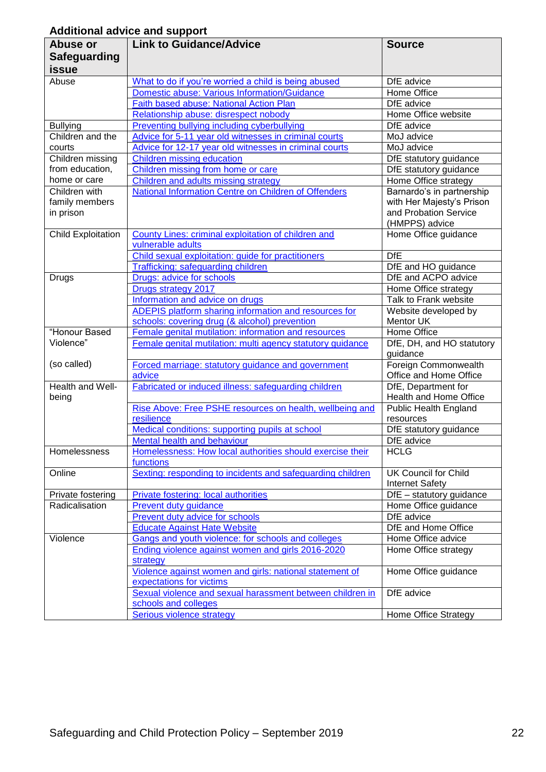## Additional advice and support

| Abuse or Safeguarding issue | Link to Guidance/Advice | Source |
|---|---|---|
| Abuse | What to do if you're worried a child is being abused | DfE advice |
| | Domestic abuse: Various Information/Guidance | Home Office |
| | Faith based abuse: National Action Plan | DfE advice |
| | Relationship abuse: disrespect nobody | Home Office website |
| Bullying | Preventing bullying including cyberbullying | DfE advice |
| Children and the courts | Advice for 5-11 year old witnesses in criminal courts | MoJ advice |
| | Advice for 12-17 year old witnesses in criminal courts | MoJ advice |
| Children missing from education, home or care | Children missing education | DfE statutory guidance |
| | Children missing from home or care | DfE statutory guidance |
| | Children and adults missing strategy | Home Office strategy |
| Children with family members in prison | National Information Centre on Children of Offenders | Barnardo's in partnership with Her Majesty's Prison and Probation Service (HMPPS) advice |
| Child Exploitation | County Lines: criminal exploitation of children and vulnerable adults | Home Office guidance |
| | Child sexual exploitation: guide for practitioners | DfE |
| | Trafficking: safeguarding children | DfE and HO guidance |
| Drugs | Drugs: advice for schools | DfE and ACPO advice |
| | Drugs strategy 2017 | Home Office strategy |
| | Information and advice on drugs | Talk to Frank website |
| | ADEPIS platform sharing information and resources for schools: covering drug (& alcohol) prevention | Website developed by Mentor UK |
| "Honour Based Violence" (so called) | Female genital mutilation: information and resources | Home Office |
| | Female genital mutilation: multi agency statutory guidance | DfE, DH, and HO statutory guidance |
| | Forced marriage: statutory guidance and government advice | Foreign Commonwealth Office and Home Office |
| Health and Well-being | Fabricated or induced illness: safeguarding children | DfE, Department for Health and Home Office |
| | Rise Above: Free PSHE resources on health, wellbeing and resilience | Public Health England resources |
| | Medical conditions: supporting pupils at school | DfE statutory guidance |
| | Mental health and behaviour | DfE advice |
| Homelessness | Homelessness: How local authorities should exercise their functions | HCLG |
| Online | Sexting: responding to incidents and safeguarding children | UK Council for Child Internet Safety |
| Private fostering | Private fostering: local authorities | DfE – statutory guidance |
| Radicalisation | Prevent duty guidance | Home Office guidance |
| | Prevent duty advice for schools | DfE advice |
| | Educate Against Hate Website | DfE and Home Office |
| Violence | Gangs and youth violence: for schools and colleges | Home Office advice |
| | Ending violence against women and girls 2016-2020 strategy | Home Office strategy |
| | Violence against women and girls: national statement of expectations for victims | Home Office guidance |
| | Sexual violence and sexual harassment between children in schools and colleges | DfE advice |
| | Serious violence strategy | Home Office Strategy |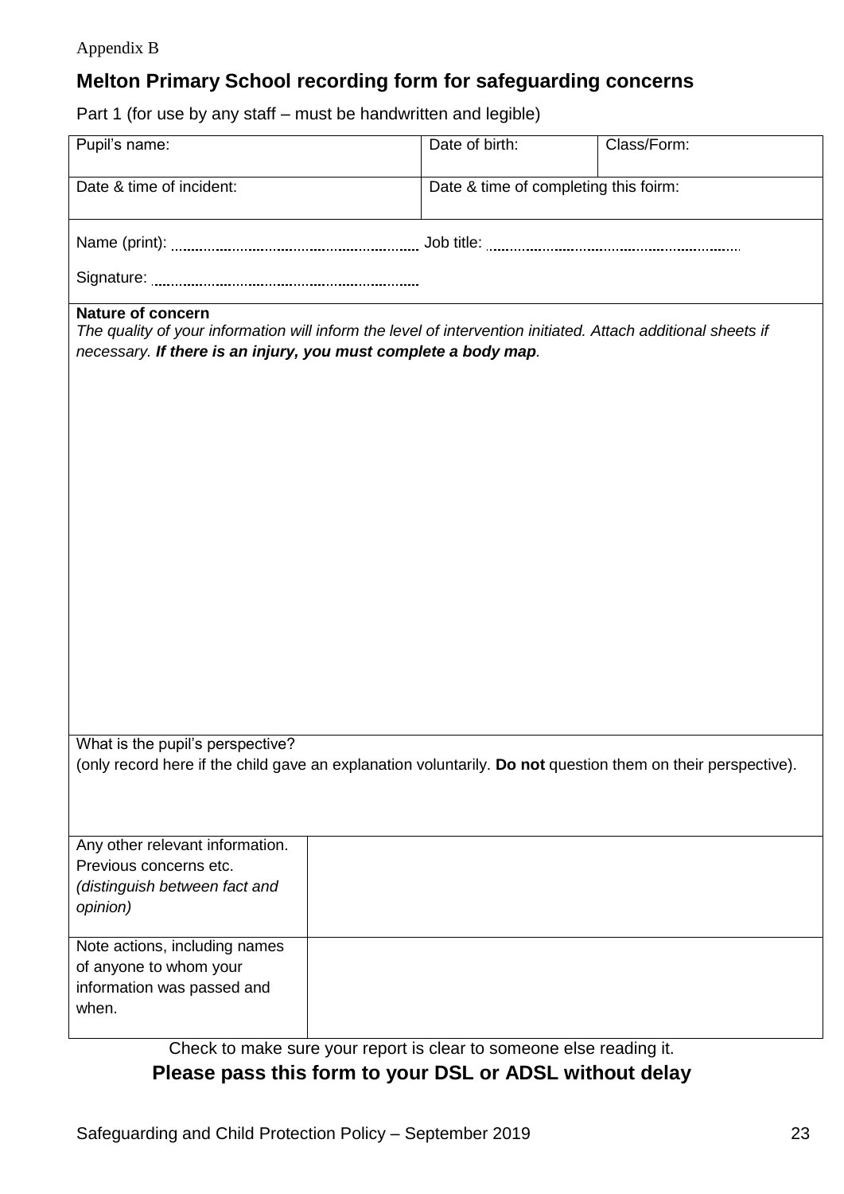Appendix B

## Melton Primary School recording form for safeguarding concerns

Part 1 (for use by any staff – must be handwritten and legible)

| Pupil's name: | Date of birth: | Class/Form: |
|---|---|---|
| Date & time of incident: | Date & time of completing this foirm: | |
| Name (print): .................................... Job title: .................................... <br> Signature: .................................... | | |
| **Nature of concern** <br> *The quality of your information will inform the level of intervention initiated. Attach additional sheets if necessary.* ***If there is an injury, you must complete a body map.*** | | |
| What is the pupil's perspective? <br> (only record here if the child gave an explanation voluntarily. **Do not** question them on their perspective). | | |

| Any other relevant information. Previous concerns etc. *(distinguish between fact and opinion)* | |
|---|---|
| Note actions, including names of anyone to whom your information was passed and when. | |

Check to make sure your report is clear to someone else reading it.

**Please pass this form to your DSL or ADSL without delay**

Safeguarding and Child Protection Policy – September 2019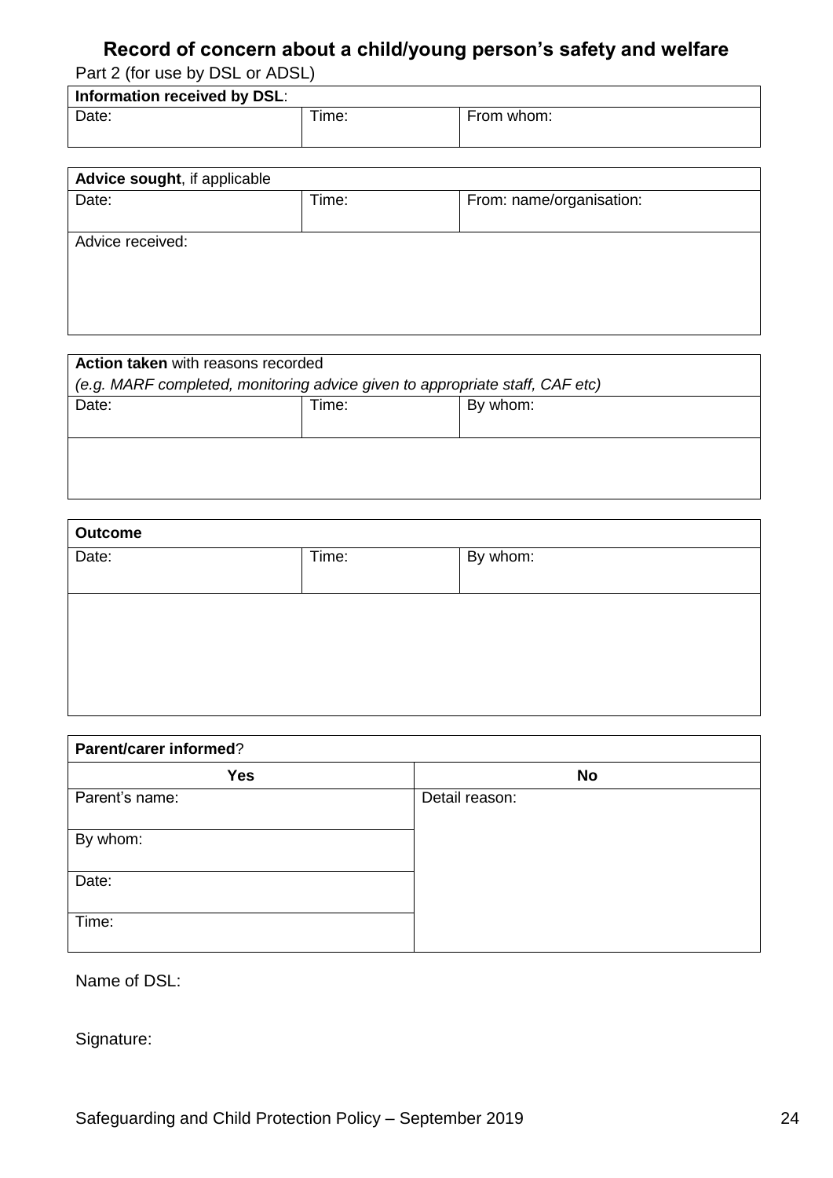## Record of concern about a child/young person's safety and welfare

Part 2 (for use by DSL or ADSL)

| **Information received by DSL**: | | |
|---|---|---|
| Date: | Time: | From whom: |

| **Advice sought**, if applicable | | |
|---|---|---|
| Date: | Time: | From: name/organisation: |
| Advice received: | | |

| **Action taken** with reasons recorded<br>*(e.g. MARF completed, monitoring advice given to appropriate staff, CAF etc)* | | |
|---|---|---|
| Date: | Time: | By whom: |
| | | |

| **Outcome** | | |
|---|---|---|
| Date: | Time: | By whom: |
| | | |

| **Parent/carer informed**? | |
|---|---|
| **Yes** | **No** |
| Parent's name: | Detail reason: |
| By whom: | |
| Date: | |
| Time: | |

Name of DSL:

Signature:

Safeguarding and Child Protection Policy – September 2019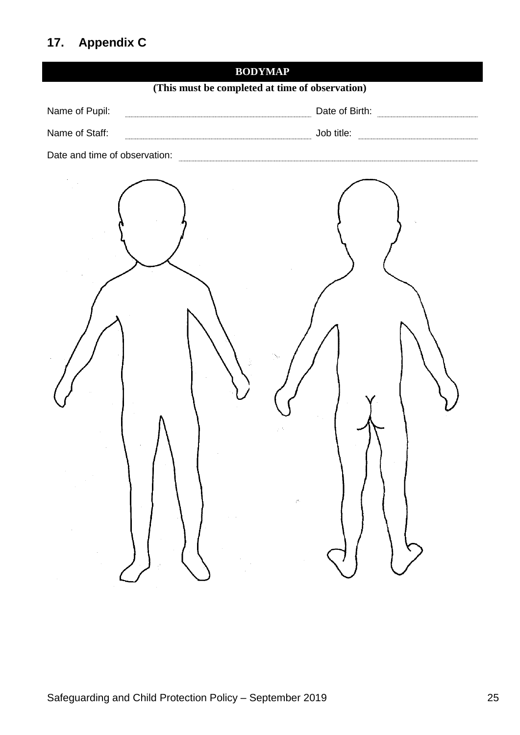## 17. Appendix C

**BODYMAP**

**(This must be completed at time of observation)**

Name of Pupil: ........................................ Date of Birth: ........................

Name of Staff: ........................................ Job title: ........................

Date and time of observation: ........................................................................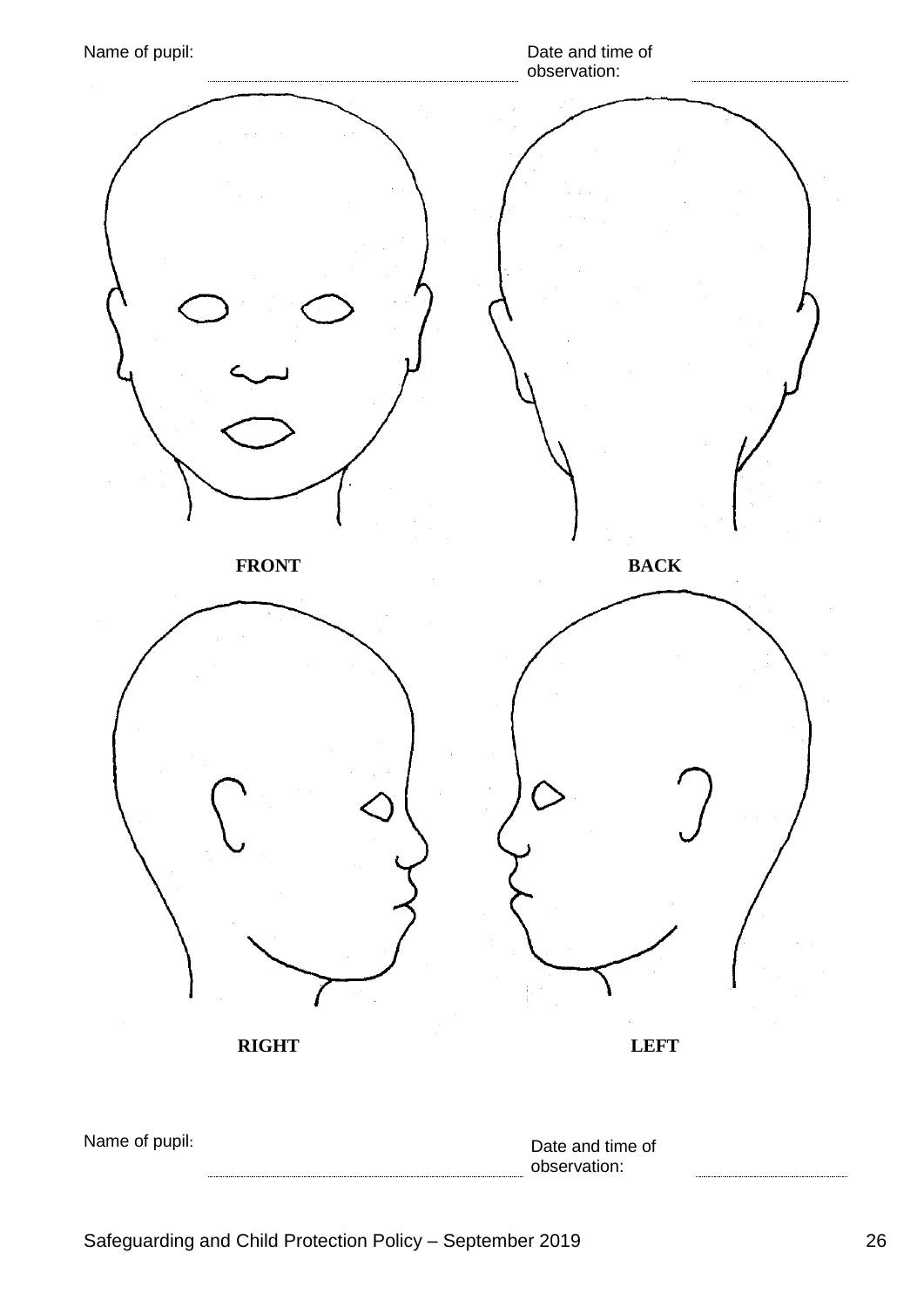Name of pupil: ........................................................ Date and time of observation: ........................

FRONT

BACK

RIGHT

LEFT

Name of pupil: ........................................................ Date and time of observation: ........................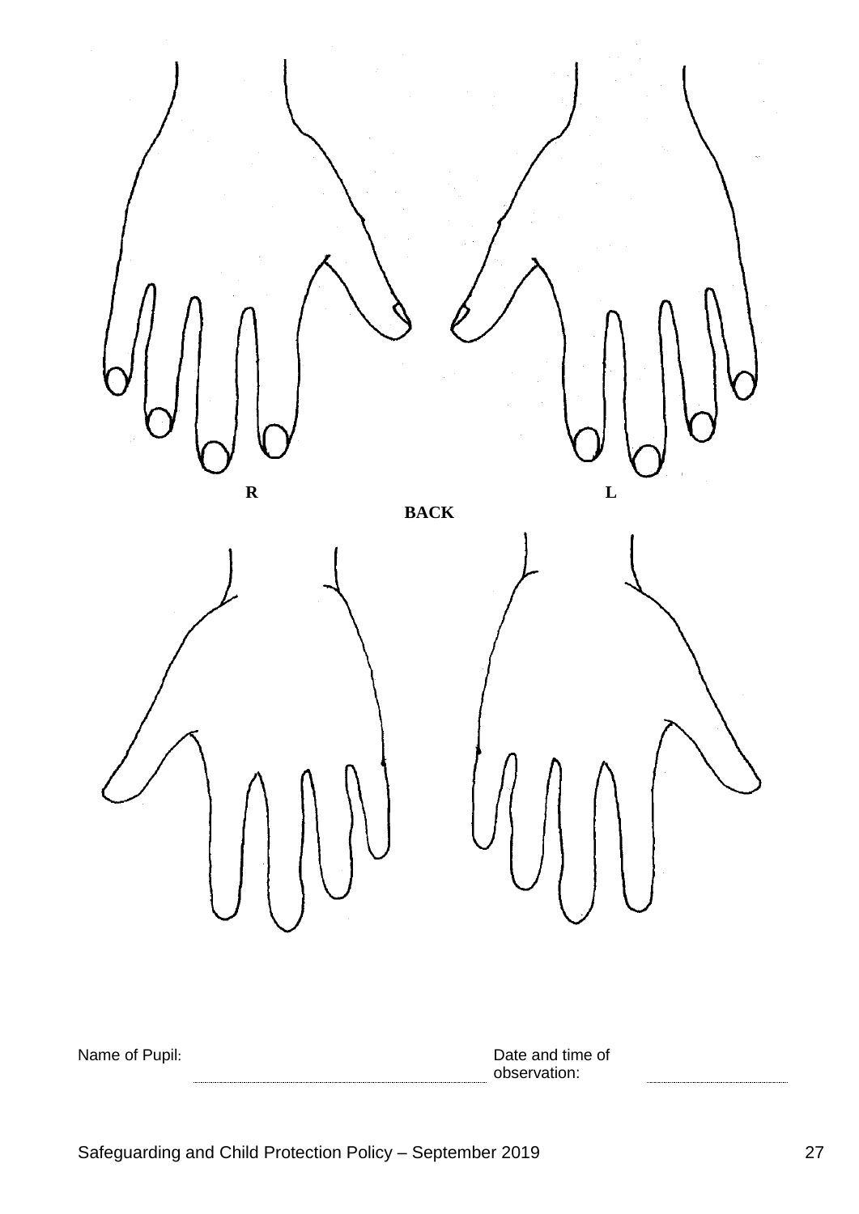R

L

BACK

Name of Pupil: ..............................................................

Date and time of observation: ..............................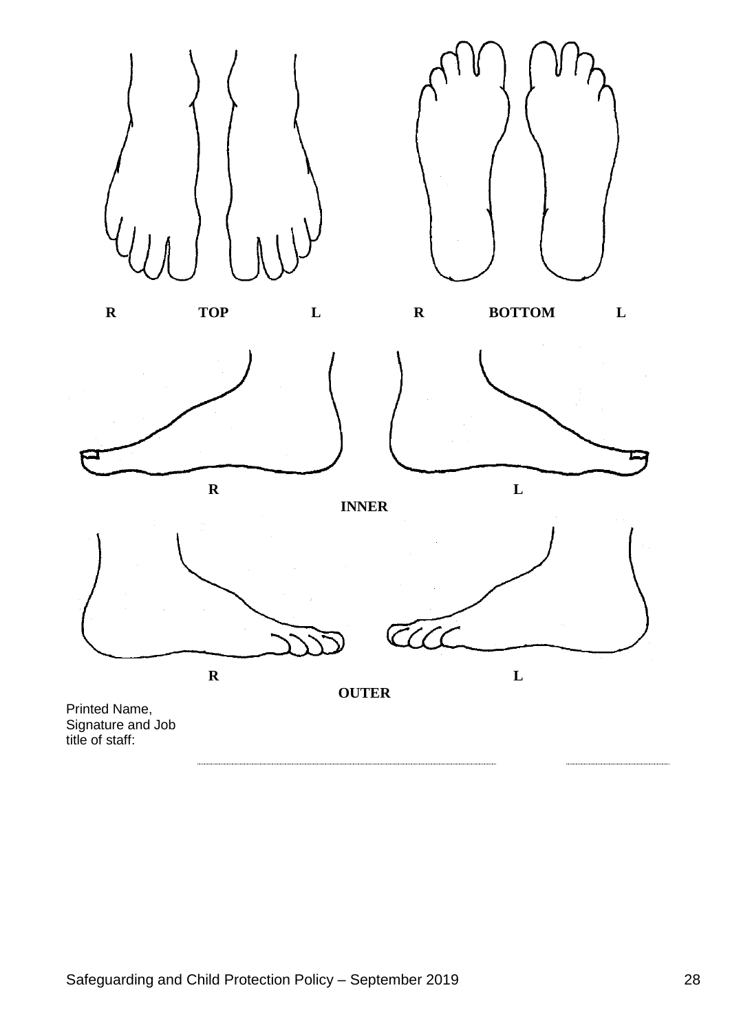**R** **TOP** **L** **R** **BOTTOM** **L**

**R** **L**

**INNER**

**R** **L**

**OUTER**

Printed Name, Signature and Job title of staff: ........................................................ ....................